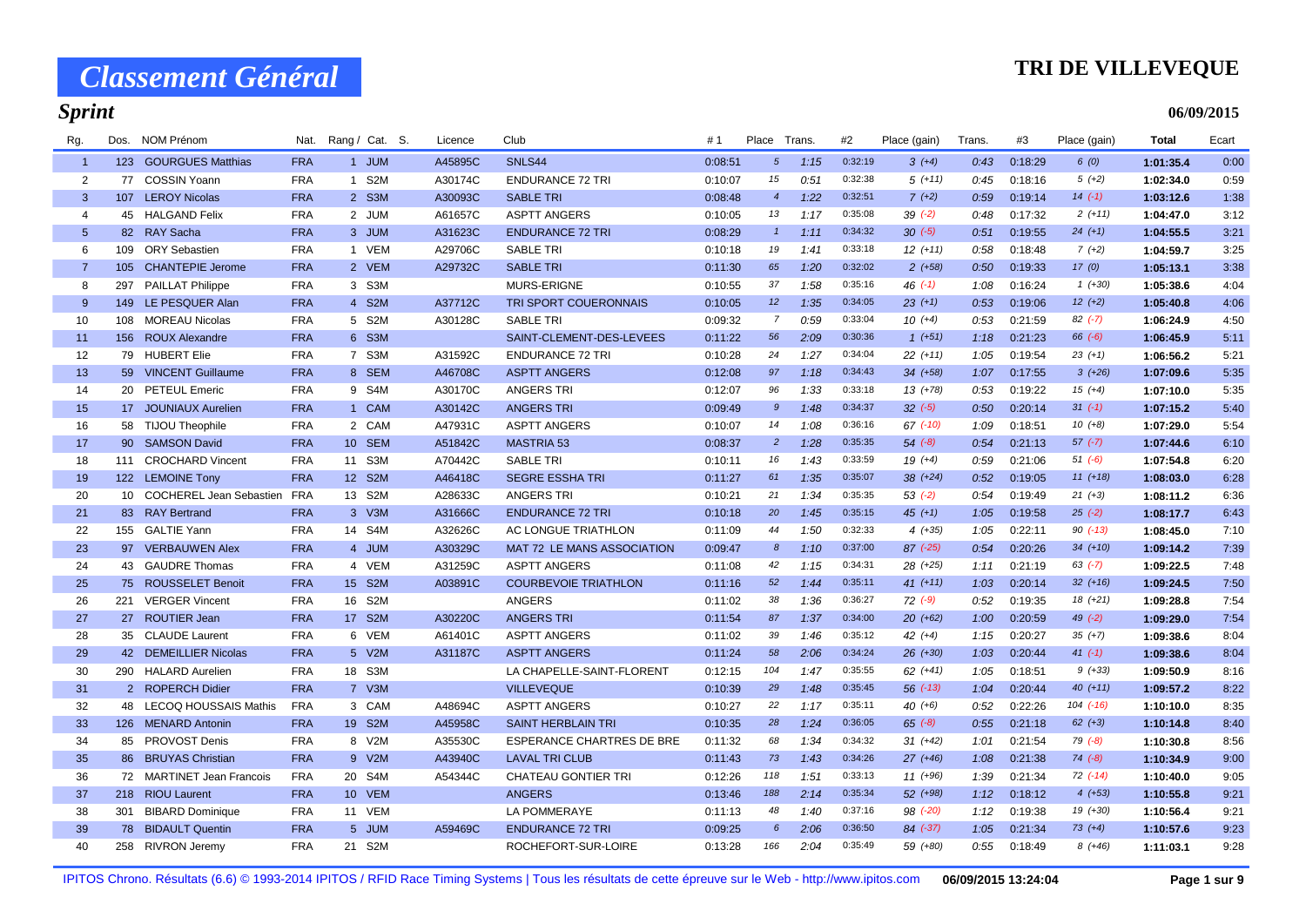# Classement Général

## TRI DE VILLEVEQUE

### Sprint

06/09/2015

| Rg. | Dos. | NOM Prénom | Nat. | Rang / Cat. S. | Licence | Club | #1 | Place | Trans. | #2 | Place (gain) | Trans. | #3 | Place (gain) | Total | Ecart |
|---|---|---|---|---|---|---|---|---|---|---|---|---|---|---|---|---|
| 1 | 123 | GOURGUES Matthias | FRA | 1 JUM | A45895C | SNLS44 | 0:08:51 | 5 | 1:15 | 0:32:19 | 3 (+4) | 0:43 | 0:18:29 | 6 (0) | 1:01:35.4 | 0:00 |
| 2 | 77 | COSSIN Yoann | FRA | 1 S2M | A30174C | ENDURANCE 72 TRI | 0:10:07 | 15 | 0:51 | 0:32:38 | 5 (+11) | 0:45 | 0:18:16 | 5 (+2) | 1:02:34.0 | 0:59 |
| 3 | 107 | LEROY Nicolas | FRA | 2 S3M | A30093C | SABLE TRI | 0:08:48 | 4 | 1:22 | 0:32:51 | 7 (+2) | 0:59 | 0:19:14 | 14 (-1) | 1:03:12.6 | 1:38 |
| 4 | 45 | HALGAND Felix | FRA | 2 JUM | A61657C | ASPTT ANGERS | 0:10:05 | 13 | 1:17 | 0:35:08 | 39 (-2) | 0:48 | 0:17:32 | 2 (+11) | 1:04:47.0 | 3:12 |
| 5 | 82 | RAY Sacha | FRA | 3 JUM | A31623C | ENDURANCE 72 TRI | 0:08:29 | 1 | 1:11 | 0:34:32 | 30 (-5) | 0:51 | 0:19:55 | 24 (+1) | 1:04:55.5 | 3:21 |
| 6 | 109 | ORY Sebastien | FRA | 1 VEM | A29706C | SABLE TRI | 0:10:18 | 19 | 1:41 | 0:33:18 | 12 (+11) | 0:58 | 0:18:48 | 7 (+2) | 1:04:59.7 | 3:25 |
| 7 | 105 | CHANTEPIE Jerome | FRA | 2 VEM | A29732C | SABLE TRI | 0:11:30 | 65 | 1:20 | 0:32:02 | 2 (+58) | 0:50 | 0:19:33 | 17 (0) | 1:05:13.1 | 3:38 |
| 8 | 297 | PAILLAT Philippe | FRA | 3 S3M | | MURS-ERIGNE | 0:10:55 | 37 | 1:58 | 0:35:16 | 46 (-1) | 1:08 | 0:16:24 | 1 (+30) | 1:05:38.6 | 4:04 |
| 9 | 149 | LE PESQUER Alan | FRA | 4 S2M | A37712C | TRI SPORT COUERONNAIS | 0:10:05 | 12 | 1:35 | 0:34:05 | 23 (+1) | 0:53 | 0:19:06 | 12 (+2) | 1:05:40.8 | 4:06 |
| 10 | 108 | MOREAU Nicolas | FRA | 5 S2M | A30128C | SABLE TRI | 0:09:32 | 7 | 0:59 | 0:33:04 | 10 (+4) | 0:53 | 0:21:59 | 82 (-7) | 1:06:24.9 | 4:50 |
| 11 | 156 | ROUX Alexandre | FRA | 6 S3M | | SAINT-CLEMENT-DES-LEVEES | 0:11:22 | 56 | 2:09 | 0:30:36 | 1 (+51) | 1:18 | 0:21:23 | 66 (-6) | 1:06:45.9 | 5:11 |
| 12 | 79 | HUBERT Elie | FRA | 7 S3M | A31592C | ENDURANCE 72 TRI | 0:10:28 | 24 | 1:27 | 0:34:04 | 22 (+11) | 1:05 | 0:19:54 | 23 (+1) | 1:06:56.2 | 5:21 |
| 13 | 59 | VINCENT Guillaume | FRA | 8 SEM | A46708C | ASPTT ANGERS | 0:12:08 | 97 | 1:18 | 0:34:43 | 34 (+58) | 1:07 | 0:17:55 | 3 (+26) | 1:07:09.6 | 5:35 |
| 14 | 20 | PETEUL Emeric | FRA | 9 S4M | A30170C | ANGERS TRI | 0:12:07 | 96 | 1:33 | 0:33:18 | 13 (+78) | 0:53 | 0:19:22 | 15 (+4) | 1:07:10.0 | 5:35 |
| 15 | 17 | JOUNIAUX Aurelien | FRA | 1 CAM | A30142C | ANGERS TRI | 0:09:49 | 9 | 1:48 | 0:34:37 | 32 (-5) | 0:50 | 0:20:14 | 31 (-1) | 1:07:15.2 | 5:40 |
| 16 | 58 | TIJOU Theophile | FRA | 2 CAM | A47931C | ASPTT ANGERS | 0:10:07 | 14 | 1:08 | 0:36:16 | 67 (-10) | 1:09 | 0:18:51 | 10 (+8) | 1:07:29.0 | 5:54 |
| 17 | 90 | SAMSON David | FRA | 10 SEM | A51842C | MASTRIA 53 | 0:08:37 | 2 | 1:28 | 0:35:35 | 54 (-8) | 0:54 | 0:21:13 | 57 (-7) | 1:07:44.6 | 6:10 |
| 18 | 111 | CROCHARD Vincent | FRA | 11 S3M | A70442C | SABLE TRI | 0:10:11 | 16 | 1:43 | 0:33:59 | 19 (+4) | 0:59 | 0:21:06 | 51 (-6) | 1:07:54.8 | 6:20 |
| 19 | 122 | LEMOINE Tony | FRA | 12 S2M | A46418C | SEGRE ESSHA TRI | 0:11:27 | 61 | 1:35 | 0:35:07 | 38 (+24) | 0:52 | 0:19:05 | 11 (+18) | 1:08:03.0 | 6:28 |
| 20 | 10 | COCHEREL Jean Sebastien | FRA | 13 S2M | A28633C | ANGERS TRI | 0:10:21 | 21 | 1:34 | 0:35:35 | 53 (-2) | 0:54 | 0:19:49 | 21 (+3) | 1:08:11.2 | 6:36 |
| 21 | 83 | RAY Bertrand | FRA | 3 V3M | A31666C | ENDURANCE 72 TRI | 0:10:18 | 20 | 1:45 | 0:35:15 | 45 (+1) | 1:05 | 0:19:58 | 25 (-2) | 1:08:17.7 | 6:43 |
| 22 | 155 | GALTIE Yann | FRA | 14 S4M | A32626C | AC LONGUE TRIATHLON | 0:11:09 | 44 | 1:50 | 0:32:33 | 4 (+35) | 1:05 | 0:22:11 | 90 (-13) | 1:08:45.0 | 7:10 |
| 23 | 97 | VERBAUWEN Alex | FRA | 4 JUM | A30329C | MAT 72 LE MANS ASSOCIATION | 0:09:47 | 8 | 1:10 | 0:37:00 | 87 (-25) | 0:54 | 0:20:26 | 34 (+10) | 1:09:14.2 | 7:39 |
| 24 | 43 | GAUDRE Thomas | FRA | 4 VEM | A31259C | ASPTT ANGERS | 0:11:08 | 42 | 1:15 | 0:34:31 | 28 (+25) | 1:11 | 0:21:19 | 63 (-7) | 1:09:22.5 | 7:48 |
| 25 | 75 | ROUSSELET Benoit | FRA | 15 S2M | A03891C | COURBEVOIE TRIATHLON | 0:11:16 | 52 | 1:44 | 0:35:11 | 41 (+11) | 1:03 | 0:20:14 | 32 (+16) | 1:09:24.5 | 7:50 |
| 26 | 221 | VERGER Vincent | FRA | 16 S2M | | ANGERS | 0:11:02 | 38 | 1:36 | 0:36:27 | 72 (-9) | 0:52 | 0:19:35 | 18 (+21) | 1:09:28.8 | 7:54 |
| 27 | 27 | ROUTIER Jean | FRA | 17 S2M | A30220C | ANGERS TRI | 0:11:54 | 87 | 1:37 | 0:34:00 | 20 (+62) | 1:00 | 0:20:59 | 49 (-2) | 1:09:29.0 | 7:54 |
| 28 | 35 | CLAUDE Laurent | FRA | 6 VEM | A61401C | ASPTT ANGERS | 0:11:02 | 39 | 1:46 | 0:35:12 | 42 (+4) | 1:15 | 0:20:27 | 35 (+7) | 1:09:38.6 | 8:04 |
| 29 | 42 | DEMEILLIER Nicolas | FRA | 5 V2M | A31187C | ASPTT ANGERS | 0:11:24 | 58 | 2:06 | 0:34:24 | 26 (+30) | 1:03 | 0:20:44 | 41 (-1) | 1:09:38.6 | 8:04 |
| 30 | 290 | HALARD Aurelien | FRA | 18 S3M | | LA CHAPELLE-SAINT-FLORENT | 0:12:15 | 104 | 1:47 | 0:35:55 | 62 (+41) | 1:05 | 0:18:51 | 9 (+33) | 1:09:50.9 | 8:16 |
| 31 | 2 | ROPERCH Didier | FRA | 7 V3M | | VILLEVEQUE | 0:10:39 | 29 | 1:48 | 0:35:45 | 56 (-13) | 1:04 | 0:20:44 | 40 (+11) | 1:09:57.2 | 8:22 |
| 32 | 48 | LECOQ HOUSSAIS Mathis | FRA | 3 CAM | A48694C | ASPTT ANGERS | 0:10:27 | 22 | 1:17 | 0:35:11 | 40 (+6) | 0:52 | 0:22:26 | 104 (-16) | 1:10:10.0 | 8:35 |
| 33 | 126 | MENARD Antonin | FRA | 19 S2M | A45958C | SAINT HERBLAIN TRI | 0:10:35 | 28 | 1:24 | 0:36:05 | 65 (-8) | 0:55 | 0:21:18 | 62 (+3) | 1:10:14.8 | 8:40 |
| 34 | 85 | PROVOST Denis | FRA | 8 V2M | A35530C | ESPERANCE CHARTRES DE BRE | 0:11:32 | 68 | 1:34 | 0:34:32 | 31 (+42) | 1:01 | 0:21:54 | 79 (-8) | 1:10:30.8 | 8:56 |
| 35 | 86 | BRUYAS Christian | FRA | 9 V2M | A43940C | LAVAL TRI CLUB | 0:11:43 | 73 | 1:43 | 0:34:26 | 27 (+46) | 1:08 | 0:21:38 | 74 (-8) | 1:10:34.9 | 9:00 |
| 36 | 72 | MARTINET Jean Francois | FRA | 20 S4M | A54344C | CHATEAU GONTIER TRI | 0:12:26 | 118 | 1:51 | 0:33:13 | 11 (+96) | 1:39 | 0:21:34 | 72 (-14) | 1:10:40.0 | 9:05 |
| 37 | 218 | RIOU Laurent | FRA | 10 VEM | | ANGERS | 0:13:46 | 188 | 2:14 | 0:35:34 | 52 (+98) | 1:12 | 0:18:12 | 4 (+53) | 1:10:55.8 | 9:21 |
| 38 | 301 | BIBARD Dominique | FRA | 11 VEM | | LA POMMERAYE | 0:11:13 | 48 | 1:40 | 0:37:16 | 98 (-20) | 1:12 | 0:19:38 | 19 (+30) | 1:10:56.4 | 9:21 |
| 39 | 78 | BIDAULT Quentin | FRA | 5 JUM | A59469C | ENDURANCE 72 TRI | 0:09:25 | 6 | 2:06 | 0:36:50 | 84 (-37) | 1:05 | 0:21:34 | 73 (+4) | 1:10:57.6 | 9:23 |
| 40 | 258 | RIVRON Jeremy | FRA | 21 S2M | | ROCHEFORT-SUR-LOIRE | 0:13:28 | 166 | 2:04 | 0:35:49 | 59 (+80) | 0:55 | 0:18:49 | 8 (+46) | 1:11:03.1 | 9:28 |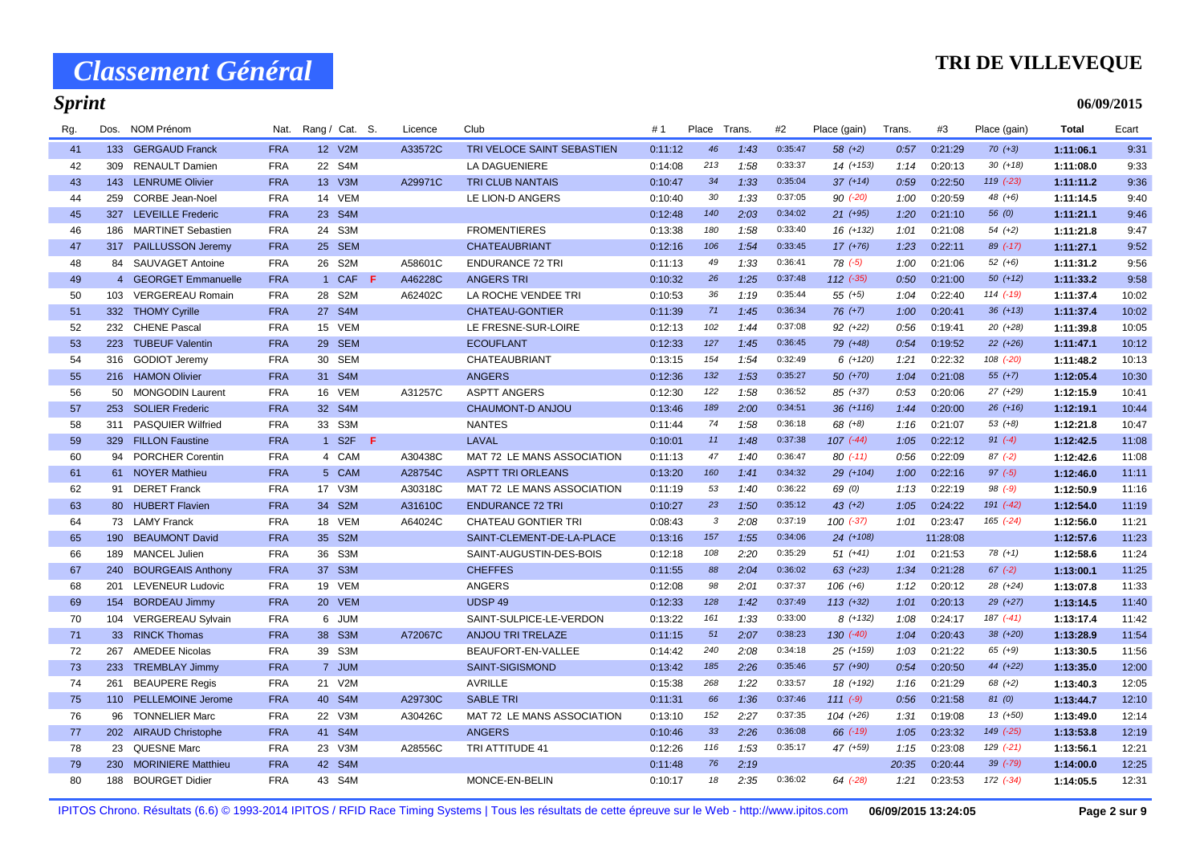# Classement Général

## TRI DE VILLEVEQUE

### Sprint

06/09/2015

| Rg. | Dos. | NOM Prénom | Nat. | Rang / Cat. | S. | Licence | Club | #1 | Place | Trans. | #2 | Place (gain) | Trans. | #3 | Place (gain) | Total | Ecart |
|---|---|---|---|---|---|---|---|---|---|---|---|---|---|---|---|---|---|
| 41 | 133 | GERGAUD Franck | FRA | 12 V2M | | A33572C | TRI VELOCE SAINT SEBASTIEN | 0:11:12 | 46 | 1:43 | 0:35:47 | 58 (+2) | 0:57 | 0:21:29 | 70 (+3) | 1:11:06.1 | 9:31 |
| 42 | 309 | RENAULT Damien | FRA | 22 S4M | | | LA DAGUENIERE | 0:14:08 | 213 | 1:58 | 0:33:37 | 14 (+153) | 1:14 | 0:20:13 | 30 (+18) | 1:11:08.0 | 9:33 |
| 43 | 143 | LENRUME Olivier | FRA | 13 V3M | | A29971C | TRI CLUB NANTAIS | 0:10:47 | 34 | 1:33 | 0:35:04 | 37 (+14) | 0:59 | 0:22:50 | 119 (-23) | 1:11:11.2 | 9:36 |
| 44 | 259 | CORBE Jean-Noel | FRA | 14 VEM | | | LE LION-D ANGERS | 0:10:40 | 30 | 1:33 | 0:37:05 | 90 (-20) | 1:00 | 0:20:59 | 48 (+6) | 1:11:14.5 | 9:40 |
| 45 | 327 | LEVEILLE Frederic | FRA | 23 S4M | | | | 0:12:48 | 140 | 2:03 | 0:34:02 | 21 (+95) | 1:20 | 0:21:10 | 56 (0) | 1:11:21.1 | 9:46 |
| 46 | 186 | MARTINET Sebastien | FRA | 24 S3M | | | FROMENTIERES | 0:13:38 | 180 | 1:58 | 0:33:40 | 16 (+132) | 1:01 | 0:21:08 | 54 (+2) | 1:11:21.8 | 9:47 |
| 47 | 317 | PAILLUSSON Jeremy | FRA | 25 SEM | | | CHATEAUBRIANT | 0:12:16 | 106 | 1:54 | 0:33:45 | 17 (+76) | 1:23 | 0:22:11 | 89 (-17) | 1:11:27.1 | 9:52 |
| 48 | 84 | SAUVAGET Antoine | FRA | 26 S2M | | A58601C | ENDURANCE 72 TRI | 0:11:13 | 49 | 1:33 | 0:36:41 | 78 (-5) | 1:00 | 0:21:06 | 52 (+6) | 1:11:31.2 | 9:56 |
| 49 | 4 | GEORGET Emmanuelle | FRA | 1 CAF | F | A46228C | ANGERS TRI | 0:10:32 | 26 | 1:25 | 0:37:48 | 112 (-35) | 0:50 | 0:21:00 | 50 (+12) | 1:11:33.2 | 9:58 |
| 50 | 103 | VERGEREAU Romain | FRA | 28 S2M | | A62402C | LA ROCHE VENDEE TRI | 0:10:53 | 36 | 1:19 | 0:35:44 | 55 (+5) | 1:04 | 0:22:40 | 114 (-19) | 1:11:37.4 | 10:02 |
| 51 | 332 | THOMY Cyrille | FRA | 27 S4M | | | CHATEAU-GONTIER | 0:11:39 | 71 | 1:45 | 0:36:34 | 76 (+7) | 1:00 | 0:20:41 | 36 (+13) | 1:11:37.4 | 10:02 |
| 52 | 232 | CHENE Pascal | FRA | 15 VEM | | | LE FRESNE-SUR-LOIRE | 0:12:13 | 102 | 1:44 | 0:37:08 | 92 (+22) | 0:56 | 0:19:41 | 20 (+28) | 1:11:39.8 | 10:05 |
| 53 | 223 | TUBEUF Valentin | FRA | 29 SEM | | | ECOUFLANT | 0:12:33 | 127 | 1:45 | 0:36:45 | 79 (+48) | 0:54 | 0:19:52 | 22 (+26) | 1:11:47.1 | 10:12 |
| 54 | 316 | GODIOT Jeremy | FRA | 30 SEM | | | CHATEAUBRIANT | 0:13:15 | 154 | 1:54 | 0:32:49 | 6 (+120) | 1:21 | 0:22:32 | 108 (-20) | 1:11:48.2 | 10:13 |
| 55 | 216 | HAMON Olivier | FRA | 31 S4M | | | ANGERS | 0:12:36 | 132 | 1:53 | 0:35:27 | 50 (+70) | 1:04 | 0:21:08 | 55 (+7) | 1:12:05.4 | 10:30 |
| 56 | 50 | MONGODIN Laurent | FRA | 16 VEM | | A31257C | ASPTT ANGERS | 0:12:30 | 122 | 1:58 | 0:36:52 | 85 (+37) | 0:53 | 0:20:06 | 27 (+29) | 1:12:15.9 | 10:41 |
| 57 | 253 | SOLIER Frederic | FRA | 32 S4M | | | CHAUMONT-D ANJOU | 0:13:46 | 189 | 2:00 | 0:34:51 | 36 (+116) | 1:44 | 0:20:00 | 26 (+16) | 1:12:19.1 | 10:44 |
| 58 | 311 | PASQUIER Wilfried | FRA | 33 S3M | | | NANTES | 0:11:44 | 74 | 1:58 | 0:36:18 | 68 (+8) | 1:16 | 0:21:07 | 53 (+8) | 1:12:21.8 | 10:47 |
| 59 | 329 | FILLON Faustine | FRA | 1 S2F | F | | LAVAL | 0:10:01 | 11 | 1:48 | 0:37:38 | 107 (-44) | 1:05 | 0:22:12 | 91 (-4) | 1:12:42.5 | 11:08 |
| 60 | 94 | PORCHER Corentin | FRA | 4 CAM | | A30438C | MAT 72 LE MANS ASSOCIATION | 0:11:13 | 47 | 1:40 | 0:36:47 | 80 (-11) | 0:56 | 0:22:09 | 87 (-2) | 1:12:42.6 | 11:08 |
| 61 | 61 | NOYER Mathieu | FRA | 5 CAM | | A28754C | ASPTT TRI ORLEANS | 0:13:20 | 160 | 1:41 | 0:34:32 | 29 (+104) | 1:00 | 0:22:16 | 97 (-5) | 1:12:46.0 | 11:11 |
| 62 | 91 | DERET Franck | FRA | 17 V3M | | A30318C | MAT 72 LE MANS ASSOCIATION | 0:11:19 | 53 | 1:40 | 0:36:22 | 69 (0) | 1:13 | 0:22:19 | 98 (-9) | 1:12:50.9 | 11:16 |
| 63 | 80 | HUBERT Flavien | FRA | 34 S2M | | A31610C | ENDURANCE 72 TRI | 0:10:27 | 23 | 1:50 | 0:35:12 | 43 (+2) | 1:05 | 0:24:22 | 191 (-42) | 1:12:54.0 | 11:19 |
| 64 | 73 | LAMY Franck | FRA | 18 VEM | | A64024C | CHATEAU GONTIER TRI | 0:08:43 | 3 | 2:08 | 0:37:19 | 100 (-37) | 1:01 | 0:23:47 | 165 (-24) | 1:12:56.0 | 11:21 |
| 65 | 190 | BEAUMONT David | FRA | 35 S2M | | | SAINT-CLEMENT-DE-LA-PLACE | 0:13:16 | 157 | 1:55 | 0:34:06 | 24 (+108) | | 11:28:08 | | 1:12:57.6 | 11:23 |
| 66 | 189 | MANCEL Julien | FRA | 36 S3M | | | SAINT-AUGUSTIN-DES-BOIS | 0:12:18 | 108 | 2:20 | 0:35:29 | 51 (+41) | 1:01 | 0:21:53 | 78 (+1) | 1:12:58.6 | 11:24 |
| 67 | 240 | BOURGEAIS Anthony | FRA | 37 S3M | | | CHEFFES | 0:11:55 | 88 | 2:04 | 0:36:02 | 63 (+23) | 1:34 | 0:21:28 | 67 (-2) | 1:13:00.1 | 11:25 |
| 68 | 201 | LEVENEUR Ludovic | FRA | 19 VEM | | | ANGERS | 0:12:08 | 98 | 2:01 | 0:37:37 | 106 (+6) | 1:12 | 0:20:12 | 28 (+24) | 1:13:07.8 | 11:33 |
| 69 | 154 | BORDEAU Jimmy | FRA | 20 VEM | | | UDSP 49 | 0:12:33 | 128 | 1:42 | 0:37:49 | 113 (+32) | 1:01 | 0:20:13 | 29 (+27) | 1:13:14.5 | 11:40 |
| 70 | 104 | VERGEREAU Sylvain | FRA | 6 JUM | | | SAINT-SULPICE-LE-VERDON | 0:13:22 | 161 | 1:33 | 0:33:00 | 8 (+132) | 1:08 | 0:24:17 | 187 (-41) | 1:13:17.4 | 11:42 |
| 71 | 33 | RINCK Thomas | FRA | 38 S3M | | A72067C | ANJOU TRI TRELAZE | 0:11:15 | 51 | 2:07 | 0:38:23 | 130 (-40) | 1:04 | 0:20:43 | 38 (+20) | 1:13:28.9 | 11:54 |
| 72 | 267 | AMEDEE Nicolas | FRA | 39 S3M | | | BEAUFORT-EN-VALLEE | 0:14:42 | 240 | 2:08 | 0:34:18 | 25 (+159) | 1:03 | 0:21:22 | 65 (+9) | 1:13:30.5 | 11:56 |
| 73 | 233 | TREMBLAY Jimmy | FRA | 7 JUM | | | SAINT-SIGISMOND | 0:13:42 | 185 | 2:26 | 0:35:46 | 57 (+90) | 0:54 | 0:20:50 | 44 (+22) | 1:13:35.0 | 12:00 |
| 74 | 261 | BEAUPERE Regis | FRA | 21 V2M | | | AVRILLE | 0:15:38 | 268 | 1:22 | 0:33:57 | 18 (+192) | 1:16 | 0:21:29 | 68 (+2) | 1:13:40.3 | 12:05 |
| 75 | 110 | PELLEMOINE Jerome | FRA | 40 S4M | | A29730C | SABLE TRI | 0:11:31 | 66 | 1:36 | 0:37:46 | 111 (-9) | 0:56 | 0:21:58 | 81 (0) | 1:13:44.7 | 12:10 |
| 76 | 96 | TONNELIER Marc | FRA | 22 V3M | | A30426C | MAT 72 LE MANS ASSOCIATION | 0:13:10 | 152 | 2:27 | 0:37:35 | 104 (+26) | 1:31 | 0:19:08 | 13 (+50) | 1:13:49.0 | 12:14 |
| 77 | 202 | AIRAUD Christophe | FRA | 41 S4M | | | ANGERS | 0:10:46 | 33 | 2:26 | 0:36:08 | 66 (-19) | 1:05 | 0:23:32 | 149 (-25) | 1:13:53.8 | 12:19 |
| 78 | 23 | QUESNE Marc | FRA | 23 V3M | | A28556C | TRI ATTITUDE 41 | 0:12:26 | 116 | 1:53 | 0:35:17 | 47 (+59) | 1:15 | 0:23:08 | 129 (-21) | 1:13:56.1 | 12:21 |
| 79 | 230 | MORINIERE Matthieu | FRA | 42 S4M | | | | 0:11:48 | 76 | 2:19 | | | 20:35 | 0:20:44 | 39 (-79) | 1:14:00.0 | 12:25 |
| 80 | 188 | BOURGET Didier | FRA | 43 S4M | | | MONCE-EN-BELIN | 0:10:17 | 18 | 2:35 | 0:36:02 | 64 (-28) | 1:21 | 0:23:53 | 172 (-34) | 1:14:05.5 | 12:31 |

IPITOS Chrono. Résultats (6.6) © 1993-2014 IPITOS / RFID Race Timing Systems | Tous les résultats de cette épreuve sur le Web - http://www.ipitos.com 06/09/2015 13:24:05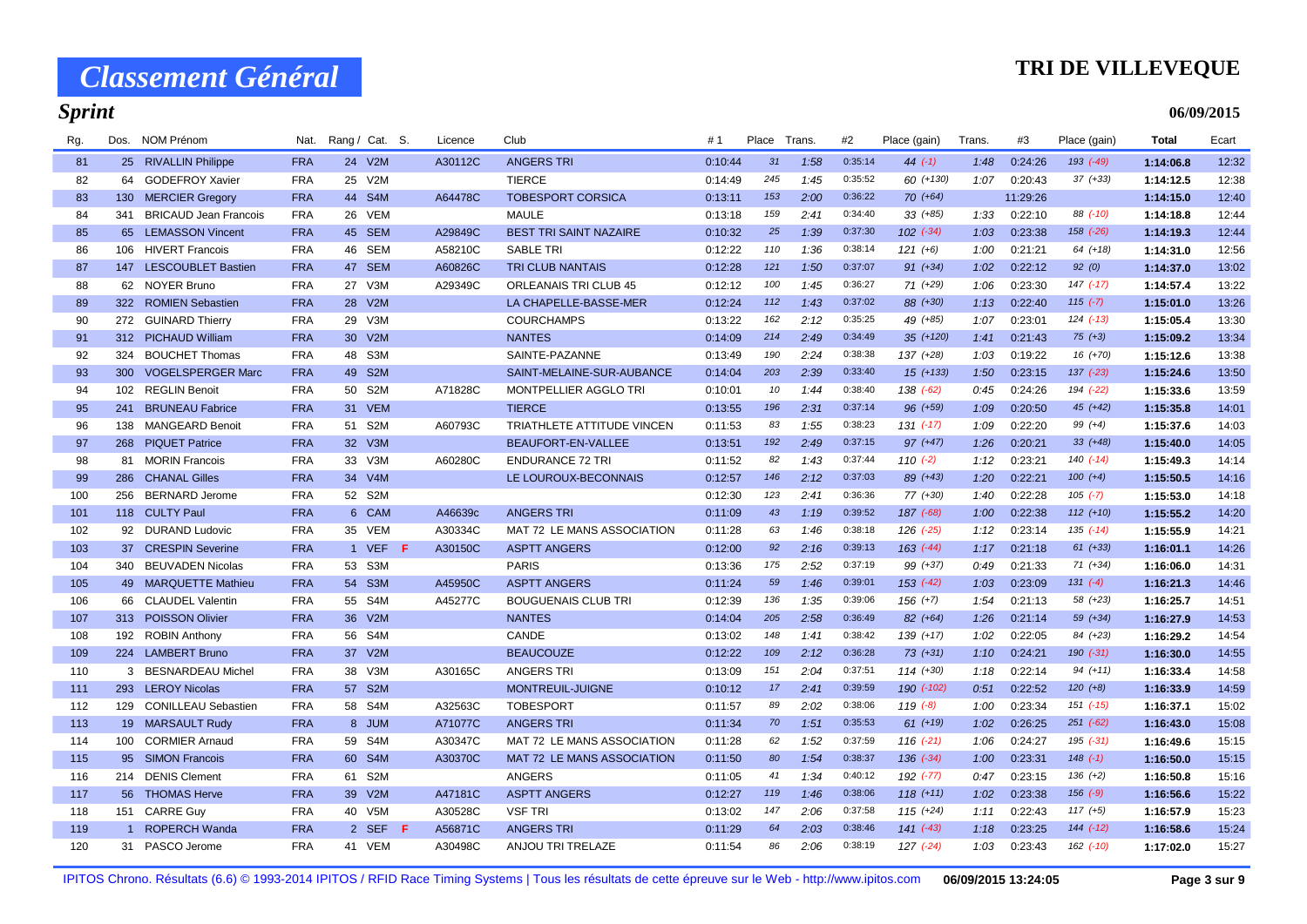# Classement Général

# TRI DE VILLEVEQUE

## Sprint

06/09/2015

| Rg. | Dos. | NOM Prénom | Nat. | Rang / Cat. | S. | Licence | Club | #1 | Place | Trans. | #2 | Place (gain) | Trans. | #3 | Place (gain) | Total | Ecart |
|---|---|---|---|---|---|---|---|---|---|---|---|---|---|---|---|---|---|
| 81 | 25 | RIVALLIN Philippe | FRA | 24 V2M | | A30112C | ANGERS TRI | 0:10:44 | 31 | 1:58 | 0:35:14 | 44 (-1) | 1:48 | 0:24:26 | 193 (-49) | 1:14:06.8 | 12:32 |
| 82 | 64 | GODEFROY Xavier | FRA | 25 V2M | | | TIERCE | 0:14:49 | 245 | 1:45 | 0:35:52 | 60 (+130) | 1:07 | 0:20:43 | 37 (+33) | 1:14:12.5 | 12:38 |
| 83 | 130 | MERCIER Gregory | FRA | 44 S4M | | A64478C | TOBESPORT CORSICA | 0:13:11 | 153 | 2:00 | 0:36:22 | 70 (+64) | | 11:29:26 | | 1:14:15.0 | 12:40 |
| 84 | 341 | BRICAUD Jean Francois | FRA | 26 VEM | | | MAULE | 0:13:18 | 159 | 2:41 | 0:34:40 | 33 (+85) | 1:33 | 0:22:10 | 88 (-10) | 1:14:18.8 | 12:44 |
| 85 | 65 | LEMASSON Vincent | FRA | 45 SEM | | A29849C | BEST TRI SAINT NAZAIRE | 0:10:32 | 25 | 1:39 | 0:37:30 | 102 (-34) | 1:03 | 0:23:38 | 158 (-26) | 1:14:19.3 | 12:44 |
| 86 | 106 | HIVERT Francois | FRA | 46 SEM | | A58210C | SABLE TRI | 0:12:22 | 110 | 1:36 | 0:38:14 | 121 (+6) | 1:00 | 0:21:21 | 64 (+18) | 1:14:31.0 | 12:56 |
| 87 | 147 | LESCOUBLET Bastien | FRA | 47 SEM | | A60826C | TRI CLUB NANTAIS | 0:12:28 | 121 | 1:50 | 0:37:07 | 91 (+34) | 1:02 | 0:22:12 | 92 (0) | 1:14:37.0 | 13:02 |
| 88 | 62 | NOYER Bruno | FRA | 27 V3M | | A29349C | ORLEANAIS TRI CLUB 45 | 0:12:12 | 100 | 1:45 | 0:36:27 | 71 (+29) | 1:06 | 0:23:30 | 147 (-17) | 1:14:57.4 | 13:22 |
| 89 | 322 | ROMIEN Sebastien | FRA | 28 V2M | | | LA CHAPELLE-BASSE-MER | 0:12:24 | 112 | 1:43 | 0:37:02 | 88 (+30) | 1:13 | 0:22:40 | 115 (-7) | 1:15:01.0 | 13:26 |
| 90 | 272 | GUINARD Thierry | FRA | 29 V3M | | | COURCHAMPS | 0:13:22 | 162 | 2:12 | 0:35:25 | 49 (+85) | 1:07 | 0:23:01 | 124 (-13) | 1:15:05.4 | 13:30 |
| 91 | 312 | PICHAUD William | FRA | 30 V2M | | | NANTES | 0:14:09 | 214 | 2:49 | 0:34:49 | 35 (+120) | 1:41 | 0:21:43 | 75 (+3) | 1:15:09.2 | 13:34 |
| 92 | 324 | BOUCHET Thomas | FRA | 48 S3M | | | SAINTE-PAZANNE | 0:13:49 | 190 | 2:24 | 0:38:38 | 137 (+28) | 1:03 | 0:19:22 | 16 (+70) | 1:15:12.6 | 13:38 |
| 93 | 300 | VOGELSPERGER Marc | FRA | 49 S2M | | | SAINT-MELAINE-SUR-AUBANCE | 0:14:04 | 203 | 2:39 | 0:33:40 | 15 (+133) | 1:50 | 0:23:15 | 137 (-23) | 1:15:24.6 | 13:50 |
| 94 | 102 | REGLIN Benoit | FRA | 50 S2M | | A71828C | MONTPELLIER AGGLO TRI | 0:10:01 | 10 | 1:44 | 0:38:40 | 138 (-62) | 0:45 | 0:24:26 | 194 (-22) | 1:15:33.6 | 13:59 |
| 95 | 241 | BRUNEAU Fabrice | FRA | 31 VEM | | | TIERCE | 0:13:55 | 196 | 2:31 | 0:37:14 | 96 (+59) | 1:09 | 0:20:50 | 45 (+42) | 1:15:35.8 | 14:01 |
| 96 | 138 | MANGEARD Benoit | FRA | 51 S2M | | A60793C | TRIATHLETE ATTITUDE VINCEN | 0:11:53 | 83 | 1:55 | 0:38:23 | 131 (-17) | 1:09 | 0:22:20 | 99 (+4) | 1:15:37.6 | 14:03 |
| 97 | 268 | PIQUET Patrice | FRA | 32 V3M | | | BEAUFORT-EN-VALLEE | 0:13:51 | 192 | 2:49 | 0:37:15 | 97 (+47) | 1:26 | 0:20:21 | 33 (+48) | 1:15:40.0 | 14:05 |
| 98 | 81 | MORIN Francois | FRA | 33 V3M | | A60280C | ENDURANCE 72 TRI | 0:11:52 | 82 | 1:43 | 0:37:44 | 110 (-2) | 1:12 | 0:23:21 | 140 (-14) | 1:15:49.3 | 14:14 |
| 99 | 286 | CHANAL Gilles | FRA | 34 V4M | | | LE LOUROUX-BECONNAIS | 0:12:57 | 146 | 2:12 | 0:37:03 | 89 (+43) | 1:20 | 0:22:21 | 100 (+4) | 1:15:50.5 | 14:16 |
| 100 | 256 | BERNARD Jerome | FRA | 52 S2M | | | | 0:12:30 | 123 | 2:41 | 0:36:36 | 77 (+30) | 1:40 | 0:22:28 | 105 (-7) | 1:15:53.0 | 14:18 |
| 101 | 118 | CULTY Paul | FRA | 6 CAM | | A46639c | ANGERS TRI | 0:11:09 | 43 | 1:19 | 0:39:52 | 187 (-68) | 1:00 | 0:22:38 | 112 (+10) | 1:15:55.2 | 14:20 |
| 102 | 92 | DURAND Ludovic | FRA | 35 VEM | | A30334C | MAT 72 LE MANS ASSOCIATION | 0:11:28 | 63 | 1:46 | 0:38:18 | 126 (-25) | 1:12 | 0:23:14 | 135 (-14) | 1:15:55.9 | 14:21 |
| 103 | 37 | CRESPIN Severine | FRA | 1 VEF | F | A30150C | ASPTT ANGERS | 0:12:00 | 92 | 2:16 | 0:39:13 | 163 (-44) | 1:17 | 0:21:18 | 61 (+33) | 1:16:01.1 | 14:26 |
| 104 | 340 | BEUVADEN Nicolas | FRA | 53 S3M | | | PARIS | 0:13:36 | 175 | 2:52 | 0:37:19 | 99 (+37) | 0:49 | 0:21:33 | 71 (+34) | 1:16:06.0 | 14:31 |
| 105 | 49 | MARQUETTE Mathieu | FRA | 54 S3M | | A45950C | ASPTT ANGERS | 0:11:24 | 59 | 1:46 | 0:39:01 | 153 (-42) | 1:03 | 0:23:09 | 131 (-4) | 1:16:21.3 | 14:46 |
| 106 | 66 | CLAUDEL Valentin | FRA | 55 S4M | | A45277C | BOUGUENAIS CLUB TRI | 0:12:39 | 136 | 1:35 | 0:39:06 | 156 (+7) | 1:54 | 0:21:13 | 58 (+23) | 1:16:25.7 | 14:51 |
| 107 | 313 | POISSON Olivier | FRA | 36 V2M | | | NANTES | 0:14:04 | 205 | 2:58 | 0:36:49 | 82 (+64) | 1:26 | 0:21:14 | 59 (+34) | 1:16:27.9 | 14:53 |
| 108 | 192 | ROBIN Anthony | FRA | 56 S4M | | | CANDE | 0:13:02 | 148 | 1:41 | 0:38:42 | 139 (+17) | 1:02 | 0:22:05 | 84 (+23) | 1:16:29.2 | 14:54 |
| 109 | 224 | LAMBERT Bruno | FRA | 37 V2M | | | BEAUCOUZE | 0:12:22 | 109 | 2:12 | 0:36:28 | 73 (+31) | 1:10 | 0:24:21 | 190 (-31) | 1:16:30.0 | 14:55 |
| 110 | 3 | BESNARDEAU Michel | FRA | 38 V3M | | A30165C | ANGERS TRI | 0:13:09 | 151 | 2:04 | 0:37:51 | 114 (+30) | 1:18 | 0:22:14 | 94 (+11) | 1:16:33.4 | 14:58 |
| 111 | 293 | LEROY Nicolas | FRA | 57 S2M | | | MONTREUIL-JUIGNE | 0:10:12 | 17 | 2:41 | 0:39:59 | 190 (-102) | 0:51 | 0:22:52 | 120 (+8) | 1:16:33.9 | 14:59 |
| 112 | 129 | CONILLEAU Sebastien | FRA | 58 S4M | | A32563C | TOBESPORT | 0:11:57 | 89 | 2:02 | 0:38:06 | 119 (-8) | 1:00 | 0:23:34 | 151 (-15) | 1:16:37.1 | 15:02 |
| 113 | 19 | MARSAULT Rudy | FRA | 8 JUM | | A71077C | ANGERS TRI | 0:11:34 | 70 | 1:51 | 0:35:53 | 61 (+19) | 1:02 | 0:26:25 | 251 (-62) | 1:16:43.0 | 15:08 |
| 114 | 100 | CORMIER Arnaud | FRA | 59 S4M | | A30347C | MAT 72 LE MANS ASSOCIATION | 0:11:28 | 62 | 1:52 | 0:37:59 | 116 (-21) | 1:06 | 0:24:27 | 195 (-31) | 1:16:49.6 | 15:15 |
| 115 | 95 | SIMON Francois | FRA | 60 S4M | | A30370C | MAT 72 LE MANS ASSOCIATION | 0:11:50 | 80 | 1:54 | 0:38:37 | 136 (-34) | 1:00 | 0:23:31 | 148 (-1) | 1:16:50.0 | 15:15 |
| 116 | 214 | DENIS Clement | FRA | 61 S2M | | | ANGERS | 0:11:05 | 41 | 1:34 | 0:40:12 | 192 (-77) | 0:47 | 0:23:15 | 136 (+2) | 1:16:50.8 | 15:16 |
| 117 | 56 | THOMAS Herve | FRA | 39 V2M | | A47181C | ASPTT ANGERS | 0:12:27 | 119 | 1:46 | 0:38:06 | 118 (+11) | 1:02 | 0:23:38 | 156 (-9) | 1:16:56.6 | 15:22 |
| 118 | 151 | CARRE Guy | FRA | 40 V5M | | A30528C | VSF TRI | 0:13:02 | 147 | 2:06 | 0:37:58 | 115 (+24) | 1:11 | 0:22:43 | 117 (+5) | 1:16:57.9 | 15:23 |
| 119 | 1 | ROPERCH Wanda | FRA | 2 SEF | F | A56871C | ANGERS TRI | 0:11:29 | 64 | 2:03 | 0:38:46 | 141 (-43) | 1:18 | 0:23:25 | 144 (-12) | 1:16:58.6 | 15:24 |
| 120 | 31 | PASCO Jerome | FRA | 41 VEM | | A30498C | ANJOU TRI TRELAZE | 0:11:54 | 86 | 2:06 | 0:38:19 | 127 (-24) | 1:03 | 0:23:43 | 162 (-10) | 1:17:02.0 | 15:27 |

IPITOS Chrono. Résultats (6.6) © 1993-2014 IPITOS / RFID Race Timing Systems | Tous les résultats de cette épreuve sur le Web - http://www.ipitos.com 06/09/2015 13:24:05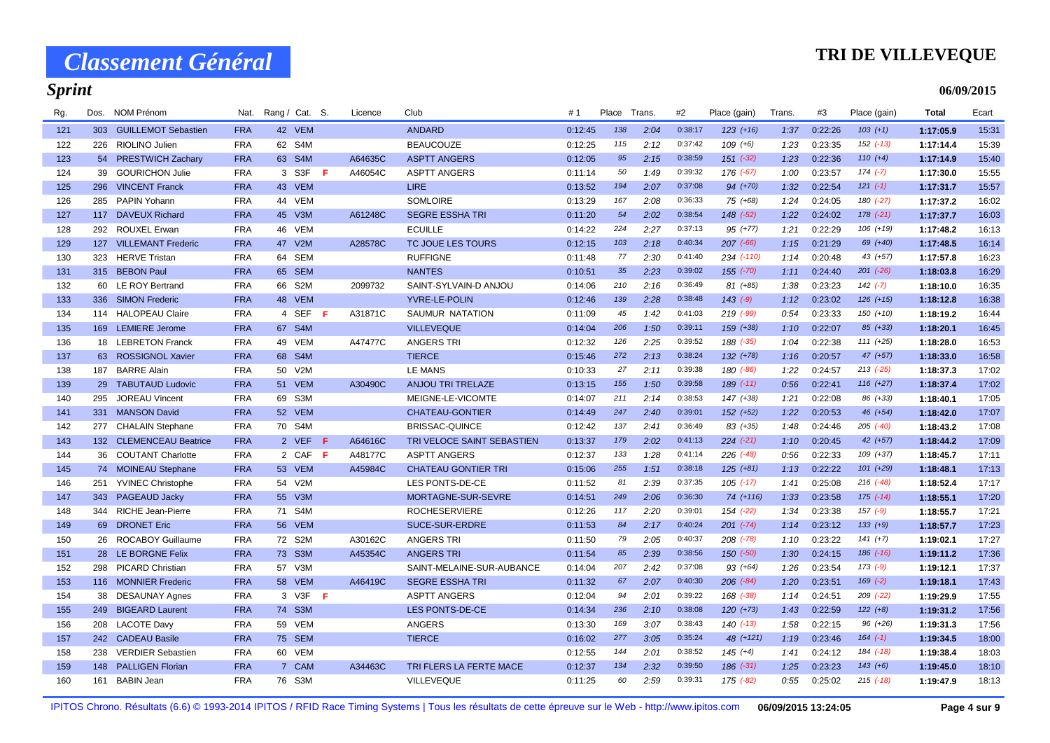# Classement Général

# TRI DE VILLEVEQUE

## Sprint

06/09/2015

| Rg. | Dos. | NOM Prénom | Nat. | Rang / Cat. | S. | Licence | Club | #1 | Place | Trans. | #2 | Place (gain) | Trans. | #3 | Place (gain) | Total | Ecart |
|---|---|---|---|---|---|---|---|---|---|---|---|---|---|---|---|---|---|
| 121 | 303 | GUILLEMOT Sebastien | FRA | 42 VEM | | | ANDARD | 0:12:45 | 138 | 2:04 | 0:38:17 | 123 (+16) | 1:37 | 0:22:26 | 103 (+1) | 1:17:05.9 | 15:31 |
| 122 | 226 | RIOLINO Julien | FRA | 62 S4M | | | BEAUCOUZE | 0:12:25 | 115 | 2:12 | 0:37:42 | 109 (+6) | 1:23 | 0:23:35 | 152 (-13) | 1:17:14.4 | 15:39 |
| 123 | 54 | PRESTWICH Zachary | FRA | 63 S4M | | A64635C | ASPTT ANGERS | 0:12:05 | 95 | 2:15 | 0:38:59 | 151 (-32) | 1:23 | 0:22:36 | 110 (+4) | 1:17:14.9 | 15:40 |
| 124 | 39 | GOURICHON Julie | FRA | 3 S3F | F | A46054C | ASPTT ANGERS | 0:11:14 | 50 | 1:49 | 0:39:32 | 176 (-67) | 1:00 | 0:23:57 | 174 (-7) | 1:17:30.0 | 15:55 |
| 125 | 296 | VINCENT Franck | FRA | 43 VEM | | | LIRE | 0:13:52 | 194 | 2:07 | 0:37:08 | 94 (+70) | 1:32 | 0:22:54 | 121 (-1) | 1:17:31.7 | 15:57 |
| 126 | 285 | PAPIN Yohann | FRA | 44 VEM | | | SOMLOIRE | 0:13:29 | 167 | 2:08 | 0:36:33 | 75 (+68) | 1:24 | 0:24:05 | 180 (-27) | 1:17:37.2 | 16:02 |
| 127 | 117 | DAVEUX Richard | FRA | 45 V3M | | A61248C | SEGRE ESSHA TRI | 0:11:20 | 54 | 2:02 | 0:38:54 | 148 (-52) | 1:22 | 0:24:02 | 178 (-21) | 1:17:37.7 | 16:03 |
| 128 | 292 | ROUXEL Erwan | FRA | 46 VEM | | | ECUILLE | 0:14:22 | 224 | 2:27 | 0:37:13 | 95 (+77) | 1:21 | 0:22:29 | 106 (+19) | 1:17:48.2 | 16:13 |
| 129 | 127 | VILLEMANT Frederic | FRA | 47 V2M | | A28578C | TC JOUE LES TOURS | 0:12:15 | 103 | 2:18 | 0:40:34 | 207 (-66) | 1:15 | 0:21:29 | 69 (+40) | 1:17:48.5 | 16:14 |
| 130 | 323 | HERVE Tristan | FRA | 64 SEM | | | RUFFIGNE | 0:11:48 | 77 | 2:30 | 0:41:40 | 234 (-110) | 1:14 | 0:20:48 | 43 (+57) | 1:17:57.8 | 16:23 |
| 131 | 315 | BEBON Paul | FRA | 65 SEM | | | NANTES | 0:10:51 | 35 | 2:23 | 0:39:02 | 155 (-70) | 1:11 | 0:24:40 | 201 (-26) | 1:18:03.8 | 16:29 |
| 132 | 60 | LE ROY Bertrand | FRA | 66 S2M | | 2099732 | SAINT-SYLVAIN-D ANJOU | 0:14:06 | 210 | 2:16 | 0:36:49 | 81 (+85) | 1:38 | 0:23:23 | 142 (-7) | 1:18:10.0 | 16:35 |
| 133 | 336 | SIMON Frederic | FRA | 48 VEM | | | YVRE-LE-POLIN | 0:12:46 | 139 | 2:28 | 0:38:48 | 143 (-9) | 1:12 | 0:23:02 | 126 (+15) | 1:18:12.8 | 16:38 |
| 134 | 114 | HALOPEAU Claire | FRA | 4 SEF | F | A31871C | SAUMUR NATATION | 0:11:09 | 45 | 1:42 | 0:41:03 | 219 (-99) | 0:54 | 0:23:33 | 150 (+10) | 1:18:19.2 | 16:44 |
| 135 | 169 | LEMIERE Jerome | FRA | 67 S4M | | | VILLEVEQUE | 0:14:04 | 206 | 1:50 | 0:39:11 | 159 (+38) | 1:10 | 0:22:07 | 85 (+33) | 1:18:20.1 | 16:45 |
| 136 | 18 | LEBRETON Franck | FRA | 49 VEM | | A47477C | ANGERS TRI | 0:12:32 | 126 | 2:25 | 0:39:52 | 188 (-35) | 1:04 | 0:22:38 | 111 (+25) | 1:18:28.0 | 16:53 |
| 137 | 63 | ROSSIGNOL Xavier | FRA | 68 S4M | | | TIERCE | 0:15:46 | 272 | 2:13 | 0:38:24 | 132 (+78) | 1:16 | 0:20:57 | 47 (+57) | 1:18:33.0 | 16:58 |
| 138 | 187 | BARRE Alain | FRA | 50 V2M | | | LE MANS | 0:10:33 | 27 | 2:11 | 0:39:38 | 180 (-86) | 1:22 | 0:24:57 | 213 (-25) | 1:18:37.3 | 17:02 |
| 139 | 29 | TABUTAUD Ludovic | FRA | 51 VEM | | A30490C | ANJOU TRI TRELAZE | 0:13:15 | 155 | 1:50 | 0:39:58 | 189 (-11) | 0:56 | 0:22:41 | 116 (+27) | 1:18:37.4 | 17:02 |
| 140 | 295 | JOREAU Vincent | FRA | 69 S3M | | | MEIGNE-LE-VICOMTE | 0:14:07 | 211 | 2:14 | 0:38:53 | 147 (+38) | 1:21 | 0:22:08 | 86 (+33) | 1:18:40.1 | 17:05 |
| 141 | 331 | MANSON David | FRA | 52 VEM | | | CHATEAU-GONTIER | 0:14:49 | 247 | 2:40 | 0:39:01 | 152 (+52) | 1:22 | 0:20:53 | 46 (+54) | 1:18:42.0 | 17:07 |
| 142 | 277 | CHALAIN Stephane | FRA | 70 S4M | | | BRISSAC-QUINCE | 0:12:42 | 137 | 2:41 | 0:36:49 | 83 (+35) | 1:48 | 0:24:46 | 205 (-40) | 1:18:43.2 | 17:08 |
| 143 | 132 | CLEMENCEAU Beatrice | FRA | 2 VEF | F | A64616C | TRI VELOCE SAINT SEBASTIEN | 0:13:37 | 179 | 2:02 | 0:41:13 | 224 (-21) | 1:10 | 0:20:45 | 42 (+57) | 1:18:44.2 | 17:09 |
| 144 | 36 | COUTANT Charlotte | FRA | 2 CAF | F | A48177C | ASPTT ANGERS | 0:12:37 | 133 | 1:28 | 0:41:14 | 226 (-48) | 0:56 | 0:22:33 | 109 (+37) | 1:18:45.7 | 17:11 |
| 145 | 74 | MOINEAU Stephane | FRA | 53 VEM | | A45984C | CHATEAU GONTIER TRI | 0:15:06 | 255 | 1:51 | 0:38:18 | 125 (+81) | 1:13 | 0:22:22 | 101 (+29) | 1:18:48.1 | 17:13 |
| 146 | 251 | YVINEC Christophe | FRA | 54 V2M | | | LES PONTS-DE-CE | 0:11:52 | 81 | 2:39 | 0:37:35 | 105 (-17) | 1:41 | 0:25:08 | 216 (-48) | 1:18:52.4 | 17:17 |
| 147 | 343 | PAGEAUD Jacky | FRA | 55 V3M | | | MORTAGNE-SUR-SEVRE | 0:14:51 | 249 | 2:06 | 0:36:30 | 74 (+116) | 1:33 | 0:23:58 | 175 (-14) | 1:18:55.1 | 17:20 |
| 148 | 344 | RICHE Jean-Pierre | FRA | 71 S4M | | | ROCHESERVIERE | 0:12:26 | 117 | 2:20 | 0:39:01 | 154 (-22) | 1:34 | 0:23:38 | 157 (-9) | 1:18:55.7 | 17:21 |
| 149 | 69 | DRONET Eric | FRA | 56 VEM | | | SUCE-SUR-ERDRE | 0:11:53 | 84 | 2:17 | 0:40:24 | 201 (-74) | 1:14 | 0:23:12 | 133 (+9) | 1:18:57.7 | 17:23 |
| 150 | 26 | ROCABOY Guillaume | FRA | 72 S2M | | A30162C | ANGERS TRI | 0:11:50 | 79 | 2:05 | 0:40:37 | 208 (-78) | 1:10 | 0:23:22 | 141 (+7) | 1:19:02.1 | 17:27 |
| 151 | 28 | LE BORGNE Felix | FRA | 73 S3M | | A45354C | ANGERS TRI | 0:11:54 | 85 | 2:39 | 0:38:56 | 150 (-50) | 1:30 | 0:24:15 | 186 (-16) | 1:19:11.2 | 17:36 |
| 152 | 298 | PICARD Christian | FRA | 57 V3M | | | SAINT-MELAINE-SUR-AUBANCE | 0:14:04 | 207 | 2:42 | 0:37:08 | 93 (+64) | 1:26 | 0:23:54 | 173 (-9) | 1:19:12.1 | 17:37 |
| 153 | 116 | MONNIER Frederic | FRA | 58 VEM | | A46419C | SEGRE ESSHA TRI | 0:11:32 | 67 | 2:07 | 0:40:30 | 206 (-84) | 1:20 | 0:23:51 | 169 (-2) | 1:19:18.1 | 17:43 |
| 154 | 38 | DESAUNAY Agnes | FRA | 3 V3F | F | | ASPTT ANGERS | 0:12:04 | 94 | 2:01 | 0:39:22 | 168 (-38) | 1:14 | 0:24:51 | 209 (-22) | 1:19:29.9 | 17:55 |
| 155 | 249 | BIGEARD Laurent | FRA | 74 S3M | | | LES PONTS-DE-CE | 0:14:34 | 236 | 2:10 | 0:38:08 | 120 (+73) | 1:43 | 0:22:59 | 122 (+8) | 1:19:31.2 | 17:56 |
| 156 | 208 | LACOTE Davy | FRA | 59 VEM | | | ANGERS | 0:13:30 | 169 | 3:07 | 0:38:43 | 140 (-13) | 1:58 | 0:22:15 | 96 (+26) | 1:19:31.3 | 17:56 |
| 157 | 242 | CADEAU Basile | FRA | 75 SEM | | | TIERCE | 0:16:02 | 277 | 3:05 | 0:35:24 | 48 (+121) | 1:19 | 0:23:46 | 164 (-1) | 1:19:34.5 | 18:00 |
| 158 | 238 | VERDIER Sebastien | FRA | 60 VEM | | | | 0:12:55 | 144 | 2:01 | 0:38:52 | 145 (+4) | 1:41 | 0:24:12 | 184 (-18) | 1:19:38.4 | 18:03 |
| 159 | 148 | PALLIGEN Florian | FRA | 7 CAM | | A34463C | TRI FLERS LA FERTE MACE | 0:12:37 | 134 | 2:32 | 0:39:50 | 186 (-31) | 1:25 | 0:23:23 | 143 (+6) | 1:19:45.0 | 18:10 |
| 160 | 161 | BABIN Jean | FRA | 76 S3M | | | VILLEVEQUE | 0:11:25 | 60 | 2:59 | 0:39:31 | 175 (-82) | 0:55 | 0:25:02 | 215 (-18) | 1:19:47.9 | 18:13 |

IPITOS Chrono. Résultats (6.6) © 1993-2014 IPITOS / RFID Race Timing Systems | Tous les résultats de cette épreuve sur le Web - http://www.ipitos.com 06/09/2015 13:24:05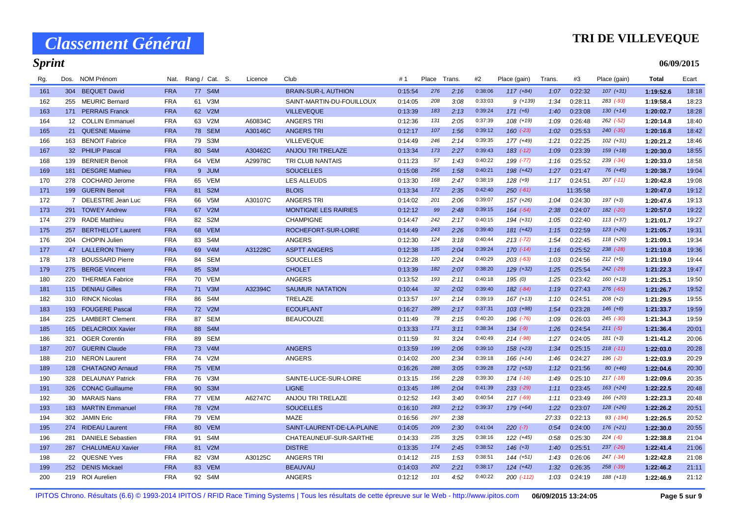# Classement Général

# TRI DE VILLEVEQUE

## Sprint

06/09/2015

| Rg. | Dos. | NOM Prénom | Nat. | Rang / Cat. | S. | Licence | Club | #1 | Place | Trans. | #2 | Place (gain) | Trans. | #3 | Place (gain) | Total | Ecart |
|---|---|---|---|---|---|---|---|---|---|---|---|---|---|---|---|---|---|
| 161 | 304 | BEQUET David | FRA | 77 S4M | | | BRAIN-SUR-L AUTHION | 0:15:54 | 276 | 2:16 | 0:38:06 | 117 (+84) | 1:07 | 0:22:32 | 107 (+31) | 1:19:52.6 | 18:18 |
| 162 | 255 | MEURIC Bernard | FRA | 61 V3M | | | SAINT-MARTIN-DU-FOUILLOUX | 0:14:05 | 208 | 3:08 | 0:33:03 | 9 (+139) | 1:34 | 0:28:11 | 283 (-93) | 1:19:58.4 | 18:23 |
| 163 | 171 | PERRAIS Franck | FRA | 62 V2M | | | VILLEVEQUE | 0:13:39 | 183 | 2:13 | 0:39:24 | 171 (+6) | 1:40 | 0:23:08 | 130 (+14) | 1:20:02.7 | 18:28 |
| 164 | 12 | COLLIN Emmanuel | FRA | 63 V2M | | A60834C | ANGERS TRI | 0:12:36 | 131 | 2:05 | 0:37:39 | 108 (+19) | 1:09 | 0:26:48 | 262 (-52) | 1:20:14.8 | 18:40 |
| 165 | 21 | QUESNE Maxime | FRA | 78 SEM | | A30146C | ANGERS TRI | 0:12:17 | 107 | 1:56 | 0:39:12 | 160 (-23) | 1:02 | 0:25:53 | 240 (-35) | 1:20:16.8 | 18:42 |
| 166 | 163 | BENOIT Fabrice | FRA | 79 S3M | | | VILLEVEQUE | 0:14:49 | 246 | 2:14 | 0:39:35 | 177 (+49) | 1:21 | 0:22:25 | 102 (+31) | 1:20:21.2 | 18:46 |
| 167 | 32 | PHILIP Pascal | FRA | 80 S4M | | A30462C | ANJOU TRI TRELAZE | 0:13:34 | 173 | 2:27 | 0:39:43 | 183 (-12) | 1:09 | 0:23:39 | 159 (+18) | 1:20:30.0 | 18:55 |
| 168 | 139 | BERNIER Benoit | FRA | 64 VEM | | A29978C | TRI CLUB NANTAIS | 0:11:23 | 57 | 1:43 | 0:40:22 | 199 (-77) | 1:16 | 0:25:52 | 239 (-34) | 1:20:33.0 | 18:58 |
| 169 | 181 | DESGRE Mathieu | FRA | 9 JUM | | | SOUCELLES | 0:15:08 | 256 | 1:58 | 0:40:21 | 198 (+42) | 1:27 | 0:21:47 | 76 (+45) | 1:20:38.7 | 19:04 |
| 170 | 278 | COCHARD Jerome | FRA | 65 VEM | | | LES ALLEUDS | 0:13:30 | 168 | 2:47 | 0:38:19 | 128 (+9) | 1:17 | 0:24:51 | 207 (-11) | 1:20:42.8 | 19:08 |
| 171 | 199 | GUERIN Benoit | FRA | 81 S2M | | | BLOIS | 0:13:34 | 172 | 2:35 | 0:42:40 | 250 (-61) | | 11:35:58 | | 1:20:47.0 | 19:12 |
| 172 | 7 | DELESTRE Jean Luc | FRA | 66 V5M | | A30107C | ANGERS TRI | 0:14:02 | 201 | 2:06 | 0:39:07 | 157 (+26) | 1:04 | 0:24:30 | 197 (+3) | 1:20:47.6 | 19:13 |
| 173 | 291 | TOWEY Andrew | FRA | 67 V2M | | | MONTIGNE LES RAIRIES | 0:12:12 | 99 | 2:48 | 0:39:15 | 164 (-54) | 2:38 | 0:24:07 | 182 (-20) | 1:20:57.0 | 19:22 |
| 174 | 279 | RADE Matthieu | FRA | 82 S2M | | | CHAMPIGNE | 0:14:47 | 242 | 2:17 | 0:40:15 | 194 (+31) | 1:05 | 0:22:40 | 113 (+37) | 1:21:01.7 | 19:27 |
| 175 | 257 | BERTHELOT Laurent | FRA | 68 VEM | | | ROCHEFORT-SUR-LOIRE | 0:14:49 | 243 | 2:26 | 0:39:40 | 181 (+42) | 1:15 | 0:22:59 | 123 (+26) | 1:21:05.7 | 19:31 |
| 176 | 204 | CHOPIN Julien | FRA | 83 S4M | | | ANGERS | 0:12:30 | 124 | 3:18 | 0:40:44 | 213 (-72) | 1:54 | 0:22:45 | 118 (+20) | 1:21:09.1 | 19:34 |
| 177 | 47 | LALLERON Thierry | FRA | 69 V4M | | A31228C | ASPTT ANGERS | 0:12:38 | 135 | 2:04 | 0:39:24 | 170 (-14) | 1:16 | 0:25:52 | 238 (-28) | 1:21:10.8 | 19:36 |
| 178 | 178 | BOUSSARD Pierre | FRA | 84 SEM | | | SOUCELLES | 0:12:28 | 120 | 2:24 | 0:40:29 | 203 (-63) | 1:03 | 0:24:56 | 212 (+5) | 1:21:19.0 | 19:44 |
| 179 | 275 | BERGE Vincent | FRA | 85 S3M | | | CHOLET | 0:13:39 | 182 | 2:07 | 0:38:20 | 129 (+32) | 1:25 | 0:25:54 | 242 (-29) | 1:21:22.3 | 19:47 |
| 180 | 220 | THERMEA Fabrice | FRA | 70 VEM | | | ANGERS | 0:13:52 | 193 | 2:11 | 0:40:18 | 195 (0) | 1:25 | 0:23:42 | 160 (+13) | 1:21:25.1 | 19:50 |
| 181 | 115 | DENIAU Gilles | FRA | 71 V3M | | A32394C | SAUMUR NATATION | 0:10:44 | 32 | 2:02 | 0:39:40 | 182 (-84) | 1:19 | 0:27:43 | 276 (-65) | 1:21:26.7 | 19:52 |
| 182 | 310 | RINCK Nicolas | FRA | 86 S4M | | | TRELAZE | 0:13:57 | 197 | 2:14 | 0:39:19 | 167 (+13) | 1:10 | 0:24:51 | 208 (+2) | 1:21:29.5 | 19:55 |
| 183 | 193 | FOUGERE Pascal | FRA | 72 V2M | | | ECOUFLANT | 0:16:27 | 289 | 2:17 | 0:37:31 | 103 (+98) | 1:54 | 0:23:28 | 146 (+8) | 1:21:33.7 | 19:59 |
| 184 | 225 | LAMBERT Clement | FRA | 87 SEM | | | BEAUCOUZE | 0:11:49 | 78 | 2:15 | 0:40:20 | 196 (-76) | 1:09 | 0:26:03 | 245 (-30) | 1:21:34.3 | 19:59 |
| 185 | 165 | DELACROIX Xavier | FRA | 88 S4M | | | | 0:13:33 | 171 | 3:11 | 0:38:34 | 134 (-9) | 1:26 | 0:24:54 | 211 (-5) | 1:21:36.4 | 20:01 |
| 186 | 321 | OGER Corentin | FRA | 89 SEM | | | | 0:11:59 | 91 | 3:24 | 0:40:49 | 214 (-98) | 1:27 | 0:24:05 | 181 (+3) | 1:21:41.2 | 20:06 |
| 187 | 207 | GUERIN Claude | FRA | 73 V4M | | | ANGERS | 0:13:59 | 199 | 2:06 | 0:39:10 | 158 (+23) | 1:34 | 0:25:15 | 218 (-11) | 1:22:03.0 | 20:28 |
| 188 | 210 | NERON Laurent | FRA | 74 V2M | | | ANGERS | 0:14:02 | 200 | 2:34 | 0:39:18 | 166 (+14) | 1:46 | 0:24:27 | 196 (-2) | 1:22:03.9 | 20:29 |
| 189 | 128 | CHATAGNO Arnaud | FRA | 75 VEM | | | | 0:16:26 | 288 | 3:05 | 0:39:28 | 172 (+53) | 1:12 | 0:21:56 | 80 (+46) | 1:22:04.6 | 20:30 |
| 190 | 328 | DELAUNAY Patrick | FRA | 76 V3M | | | SAINTE-LUCE-SUR-LOIRE | 0:13:15 | 156 | 2:28 | 0:39:30 | 174 (-16) | 1:49 | 0:25:10 | 217 (-18) | 1:22:09.6 | 20:35 |
| 191 | 326 | CONAC Guillaume | FRA | 90 S3M | | | LIGNE | 0:13:45 | 186 | 2:04 | 0:41:39 | 233 (-29) | 1:11 | 0:23:45 | 163 (+24) | 1:22:22.5 | 20:48 |
| 192 | 30 | MARAIS Nans | FRA | 77 VEM | | A62747C | ANJOU TRI TRELAZE | 0:12:52 | 143 | 3:40 | 0:40:54 | 217 (-69) | 1:11 | 0:23:49 | 166 (+20) | 1:22:23.3 | 20:48 |
| 193 | 183 | MARTIN Emmanuel | FRA | 78 V2M | | | SOUCELLES | 0:16:10 | 283 | 2:12 | 0:39:37 | 179 (+64) | 1:22 | 0:23:07 | 128 (+26) | 1:22:26.2 | 20:51 |
| 194 | 302 | JAMIN Eric | FRA | 79 VEM | | | MAZE | 0:16:56 | 297 | 2:38 | | | 27:33 | 0:22:13 | 93 (-194) | 1:22:26.5 | 20:52 |
| 195 | 274 | RIDEAU Laurent | FRA | 80 VEM | | | SAINT-LAURENT-DE-LA-PLAINE | 0:14:05 | 209 | 2:30 | 0:41:04 | 220 (-7) | 0:54 | 0:24:00 | 176 (+21) | 1:22:30.0 | 20:55 |
| 196 | 281 | DANIELE Sebastien | FRA | 91 S4M | | | CHATEAUNEUF-SUR-SARTHE | 0:14:33 | 235 | 3:25 | 0:38:16 | 122 (+45) | 0:58 | 0:25:30 | 224 (-6) | 1:22:38.8 | 21:04 |
| 197 | 287 | CHALUMEAU Xavier | FRA | 81 V2M | | | DISTRE | 0:13:35 | 174 | 2:45 | 0:38:52 | 146 (+3) | 1:40 | 0:25:51 | 237 (-26) | 1:22:41.4 | 21:06 |
| 198 | 22 | QUESNE Yves | FRA | 82 V3M | | A30125C | ANGERS TRI | 0:14:12 | 215 | 1:53 | 0:38:51 | 144 (+51) | 1:43 | 0:26:06 | 247 (-34) | 1:22:42.8 | 21:08 |
| 199 | 252 | DENIS Mickael | FRA | 83 VEM | | | BEAUVAU | 0:14:03 | 202 | 2:21 | 0:38:17 | 124 (+42) | 1:32 | 0:26:35 | 258 (-39) | 1:22:46.2 | 21:11 |
| 200 | 219 | ROI Aurelien | FRA | 92 S4M | | | ANGERS | 0:12:12 | 101 | 4:52 | 0:40:22 | 200 (-112) | 1:03 | 0:24:19 | 188 (+13) | 1:22:46.9 | 21:12 |

IPITOS Chrono. Résultats (6.6) © 1993-2014 IPITOS / RFID Race Timing Systems | Tous les résultats de cette épreuve sur le Web - http://www.ipitos.com 06/09/2015 13:24:05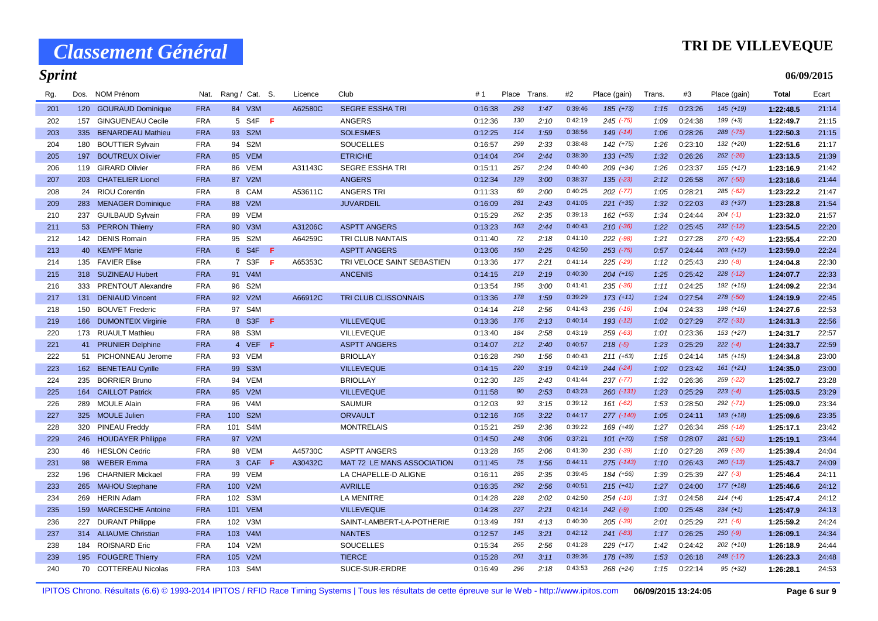# Classement Général

## TRI DE VILLEVEQUE

### Sprint

06/09/2015

| Rg. | Dos. | NOM Prénom | Nat. | Rang / Cat. | S. | Licence | Club | #1 | Place | Trans. | #2 | Place (gain) | Trans. | #3 | Place (gain) | Total | Ecart |
|---|---|---|---|---|---|---|---|---|---|---|---|---|---|---|---|---|---|
| 201 | 120 | GOURAUD Dominique | FRA | 84 V3M | | A62580C | SEGRE ESSHA TRI | 0:16:38 | 293 | 1:47 | 0:39:46 | 185 (+73) | 1:15 | 0:23:26 | 145 (+19) | 1:22:48.5 | 21:14 |
| 202 | 157 | GINGUENEAU Cecile | FRA | 5 S4F | F | | ANGERS | 0:12:36 | 130 | 2:10 | 0:42:19 | 245 (-75) | 1:09 | 0:24:38 | 199 (+3) | 1:22:49.7 | 21:15 |
| 203 | 335 | BENARDEAU Mathieu | FRA | 93 S2M | | | SOLESMES | 0:12:25 | 114 | 1:59 | 0:38:56 | 149 (-14) | 1:06 | 0:28:26 | 288 (-75) | 1:22:50.3 | 21:15 |
| 204 | 180 | BOUTTIER Sylvain | FRA | 94 S2M | | | SOUCELLES | 0:16:57 | 299 | 2:33 | 0:38:48 | 142 (+75) | 1:26 | 0:23:10 | 132 (+20) | 1:22:51.6 | 21:17 |
| 205 | 197 | BOUTREUX Olivier | FRA | 85 VEM | | | ETRICHE | 0:14:04 | 204 | 2:44 | 0:38:30 | 133 (+25) | 1:32 | 0:26:26 | 252 (-26) | 1:23:13.5 | 21:39 |
| 206 | 119 | GIRARD Olivier | FRA | 86 VEM | | A31143C | SEGRE ESSHA TRI | 0:15:11 | 257 | 2:24 | 0:40:40 | 209 (+34) | 1:26 | 0:23:37 | 155 (+17) | 1:23:16.9 | 21:42 |
| 207 | 203 | CHATELIER Lionel | FRA | 87 V2M | | | ANGERS | 0:12:34 | 129 | 3:00 | 0:38:37 | 135 (-23) | 2:12 | 0:26:58 | 267 (-55) | 1:23:18.6 | 21:44 |
| 208 | 24 | RIOU Corentin | FRA | 8 CAM | | A53611C | ANGERS TRI | 0:11:33 | 69 | 2:00 | 0:40:25 | 202 (-77) | 1:05 | 0:28:21 | 285 (-62) | 1:23:22.2 | 21:47 |
| 209 | 283 | MENAGER Dominique | FRA | 88 V2M | | | JUVARDEIL | 0:16:09 | 281 | 2:43 | 0:41:05 | 221 (+35) | 1:32 | 0:22:03 | 83 (+37) | 1:23:28.8 | 21:54 |
| 210 | 237 | GUILBAUD Sylvain | FRA | 89 VEM | | | | 0:15:29 | 262 | 2:35 | 0:39:13 | 162 (+53) | 1:34 | 0:24:44 | 204 (-1) | 1:23:32.0 | 21:57 |
| 211 | 53 | PERRON Thierry | FRA | 90 V3M | | A31206C | ASPTT ANGERS | 0:13:23 | 163 | 2:44 | 0:40:43 | 210 (-36) | 1:22 | 0:25:45 | 232 (-12) | 1:23:54.5 | 22:20 |
| 212 | 142 | DENIS Romain | FRA | 95 S2M | | A64259C | TRI CLUB NANTAIS | 0:11:40 | 72 | 2:18 | 0:41:10 | 222 (-98) | 1:21 | 0:27:28 | 270 (-42) | 1:23:55.4 | 22:20 |
| 213 | 40 | KEMPF Marie | FRA | 6 S4F | F | | ASPTT ANGERS | 0:13:06 | 150 | 2:25 | 0:42:50 | 253 (-75) | 0:57 | 0:24:44 | 203 (+12) | 1:23:59.0 | 22:24 |
| 214 | 135 | FAVIER Elise | FRA | 7 S3F | F | A65353C | TRI VELOCE SAINT SEBASTIEN | 0:13:36 | 177 | 2:21 | 0:41:14 | 225 (-29) | 1:12 | 0:25:43 | 230 (-8) | 1:24:04.8 | 22:30 |
| 215 | 318 | SUZINEAU Hubert | FRA | 91 V4M | | | ANCENIS | 0:14:15 | 219 | 2:19 | 0:40:30 | 204 (+16) | 1:25 | 0:25:42 | 228 (-12) | 1:24:07.7 | 22:33 |
| 216 | 333 | PRENTOUT Alexandre | FRA | 96 S2M | | | | 0:13:54 | 195 | 3:00 | 0:41:41 | 235 (-36) | 1:11 | 0:24:25 | 192 (+15) | 1:24:09.2 | 22:34 |
| 217 | 131 | DENIAUD Vincent | FRA | 92 V2M | | A66912C | TRI CLUB CLISSONNAIS | 0:13:36 | 178 | 1:59 | 0:39:29 | 173 (+11) | 1:24 | 0:27:54 | 278 (-50) | 1:24:19.9 | 22:45 |
| 218 | 150 | BOUVET Frederic | FRA | 97 S4M | | | | 0:14:14 | 218 | 2:56 | 0:41:43 | 236 (-16) | 1:04 | 0:24:33 | 198 (+16) | 1:24:27.6 | 22:53 |
| 219 | 166 | DUMONTEIX Virginie | FRA | 8 S3F | F | | VILLEVEQUE | 0:13:36 | 176 | 2:13 | 0:40:14 | 193 (-12) | 1:02 | 0:27:29 | 272 (-31) | 1:24:31.3 | 22:56 |
| 220 | 173 | RUAULT Mathieu | FRA | 98 S3M | | | VILLEVEQUE | 0:13:40 | 184 | 2:58 | 0:43:19 | 259 (-63) | 1:01 | 0:23:36 | 153 (+27) | 1:24:31.7 | 22:57 |
| 221 | 41 | PRUNIER Delphine | FRA | 4 VEF | F | | ASPTT ANGERS | 0:14:07 | 212 | 2:40 | 0:40:57 | 218 (-5) | 1:23 | 0:25:29 | 222 (-4) | 1:24:33.7 | 22:59 |
| 222 | 51 | PICHONNEAU Jerome | FRA | 93 VEM | | | BRIOLLAY | 0:16:28 | 290 | 1:56 | 0:40:43 | 211 (+53) | 1:15 | 0:24:14 | 185 (+15) | 1:24:34.8 | 23:00 |
| 223 | 162 | BENETEAU Cyrille | FRA | 99 S3M | | | VILLEVEQUE | 0:14:15 | 220 | 3:19 | 0:42:19 | 244 (-24) | 1:02 | 0:23:42 | 161 (+21) | 1:24:35.0 | 23:00 |
| 224 | 235 | BORRIER Bruno | FRA | 94 VEM | | | BRIOLLAY | 0:12:30 | 125 | 2:43 | 0:41:44 | 237 (-77) | 1:32 | 0:26:36 | 259 (-22) | 1:25:02.7 | 23:28 |
| 225 | 164 | CAILLOT Patrick | FRA | 95 V2M | | | VILLEVEQUE | 0:11:58 | 90 | 2:53 | 0:43:23 | 260 (-131) | 1:23 | 0:25:29 | 223 (-4) | 1:25:03.5 | 23:29 |
| 226 | 289 | MOULE Alain | FRA | 96 V4M | | | SAUMUR | 0:12:03 | 93 | 3:15 | 0:39:12 | 161 (-62) | 1:53 | 0:28:50 | 292 (-71) | 1:25:09.0 | 23:34 |
| 227 | 325 | MOULE Julien | FRA | 100 S2M | | | ORVAULT | 0:12:16 | 105 | 3:22 | 0:44:17 | 277 (-140) | 1:05 | 0:24:11 | 183 (+18) | 1:25:09.6 | 23:35 |
| 228 | 320 | PINEAU Freddy | FRA | 101 S4M | | | MONTRELAIS | 0:15:21 | 259 | 2:36 | 0:39:22 | 169 (+49) | 1:27 | 0:26:34 | 256 (-18) | 1:25:17.1 | 23:42 |
| 229 | 246 | HOUDAYER Philippe | FRA | 97 V2M | | | | 0:14:50 | 248 | 3:06 | 0:37:21 | 101 (+70) | 1:58 | 0:28:07 | 281 (-51) | 1:25:19.1 | 23:44 |
| 230 | 46 | HESLON Cedric | FRA | 98 VEM | | A45730C | ASPTT ANGERS | 0:13:28 | 165 | 2:06 | 0:41:30 | 230 (-39) | 1:10 | 0:27:28 | 269 (-26) | 1:25:39.4 | 24:04 |
| 231 | 98 | WEBER Emma | FRA | 3 CAF | F | A30432C | MAT 72 LE MANS ASSOCIATION | 0:11:45 | 75 | 1:56 | 0:44:11 | 275 (-143) | 1:10 | 0:26:43 | 260 (-13) | 1:25:43.7 | 24:09 |
| 232 | 196 | CHARNIER Mickael | FRA | 99 VEM | | | LA CHAPELLE-D ALIGNE | 0:16:11 | 285 | 2:35 | 0:39:45 | 184 (+56) | 1:39 | 0:25:39 | 227 (-3) | 1:25:46.4 | 24:11 |
| 233 | 265 | MAHOU Stephane | FRA | 100 V2M | | | AVRILLE | 0:16:35 | 292 | 2:56 | 0:40:51 | 215 (+41) | 1:27 | 0:24:00 | 177 (+18) | 1:25:46.6 | 24:12 |
| 234 | 269 | HERIN Adam | FRA | 102 S3M | | | LA MENITRE | 0:14:28 | 228 | 2:02 | 0:42:50 | 254 (-10) | 1:31 | 0:24:58 | 214 (+4) | 1:25:47.4 | 24:12 |
| 235 | 159 | MARCESCHE Antoine | FRA | 101 VEM | | | VILLEVEQUE | 0:14:28 | 227 | 2:21 | 0:42:14 | 242 (-9) | 1:00 | 0:25:48 | 234 (+1) | 1:25:47.9 | 24:13 |
| 236 | 227 | DURANT Philippe | FRA | 102 V3M | | | SAINT-LAMBERT-LA-POTHERIE | 0:13:49 | 191 | 4:13 | 0:40:30 | 205 (-39) | 2:01 | 0:25:29 | 221 (-6) | 1:25:59.2 | 24:24 |
| 237 | 314 | ALIAUME Christian | FRA | 103 V4M | | | NANTES | 0:12:57 | 145 | 3:21 | 0:42:12 | 241 (-83) | 1:17 | 0:26:25 | 250 (-9) | 1:26:09.1 | 24:34 |
| 238 | 184 | ROISNARD Eric | FRA | 104 V2M | | | SOUCELLES | 0:15:34 | 265 | 2:56 | 0:41:28 | 229 (+17) | 1:42 | 0:24:42 | 202 (+10) | 1:26:18.9 | 24:44 |
| 239 | 195 | FOUGERE Thierry | FRA | 105 V2M | | | TIERCE | 0:15:28 | 261 | 3:11 | 0:39:36 | 178 (+39) | 1:53 | 0:26:18 | 248 (-17) | 1:26:23.3 | 24:48 |
| 240 | 70 | COTTEREAU Nicolas | FRA | 103 S4M | | | SUCE-SUR-ERDRE | 0:16:49 | 296 | 2:18 | 0:43:53 | 268 (+24) | 1:15 | 0:22:14 | 95 (+32) | 1:26:28.1 | 24:53 |

IPITOS Chrono. Résultats (6.6) © 1993-2014 IPITOS / RFID Race Timing Systems | Tous les résultats de cette épreuve sur le Web - http://www.ipitos.com 06/09/2015 13:24:05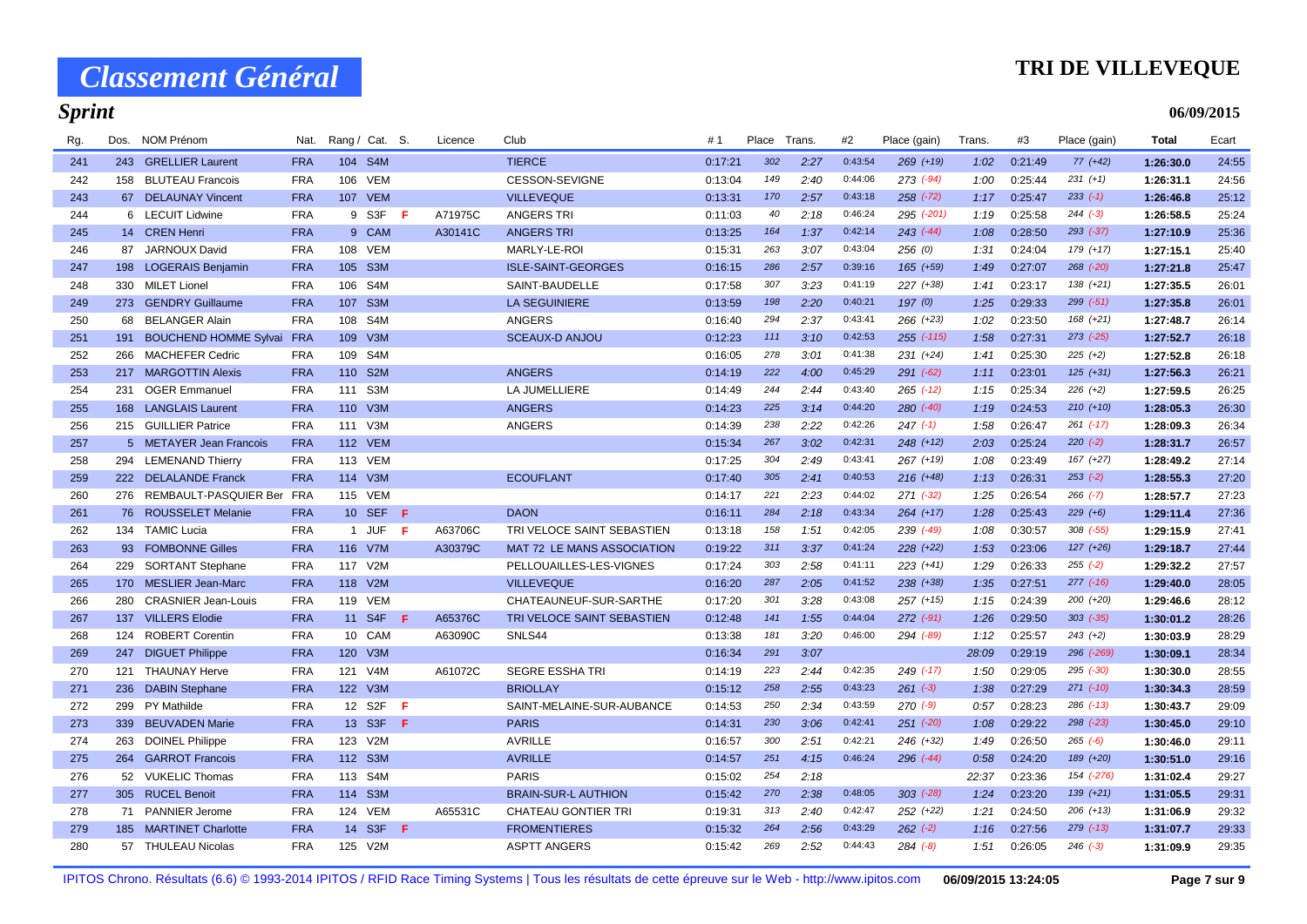# Classement Général

**TRI DE VILLEVEQUE**

## Sprint

**06/09/2015**

| Rg. | Dos. | NOM Prénom | Nat. | Rang / Cat. | S. | Licence | Club | #1 | Place | Trans. | #2 | Place (gain) | Trans. | #3 | Place (gain) | Total | Ecart |
|---|---|---|---|---|---|---|---|---|---|---|---|---|---|---|---|---|---|
| 241 | 243 | GRELLIER Laurent | FRA | 104 S4M | | | TIERCE | 0:17:21 | 302 | 2:27 | 0:43:54 | 269 (+19) | 1:02 | 0:21:49 | 77 (+42) | 1:26:30.0 | 24:55 |
| 242 | 158 | BLUTEAU Francois | FRA | 106 VEM | | | CESSON-SEVIGNE | 0:13:04 | 149 | 2:40 | 0:44:06 | 273 (-94) | 1:00 | 0:25:44 | 231 (+1) | 1:26:31.1 | 24:56 |
| 243 | 67 | DELAUNAY Vincent | FRA | 107 VEM | | | VILLEVEQUE | 0:13:31 | 170 | 2:57 | 0:43:18 | 258 (-72) | 1:17 | 0:25:47 | 233 (-1) | 1:26:46.8 | 25:12 |
| 244 | 6 | LECUIT Lidwine | FRA | 9 S3F | F | A71975C | ANGERS TRI | 0:11:03 | 40 | 2:18 | 0:46:24 | 295 (-201) | 1:19 | 0:25:58 | 244 (-3) | 1:26:58.5 | 25:24 |
| 245 | 14 | CREN Henri | FRA | 9 CAM | | A30141C | ANGERS TRI | 0:13:25 | 164 | 1:37 | 0:42:14 | 243 (-44) | 1:08 | 0:28:50 | 293 (-37) | 1:27:10.9 | 25:36 |
| 246 | 87 | JARNOUX David | FRA | 108 VEM | | | MARLY-LE-ROI | 0:15:31 | 263 | 3:07 | 0:43:04 | 256 (0) | 1:31 | 0:24:04 | 179 (+17) | 1:27:15.1 | 25:40 |
| 247 | 198 | LOGERAIS Benjamin | FRA | 105 S3M | | | ISLE-SAINT-GEORGES | 0:16:15 | 286 | 2:57 | 0:39:16 | 165 (+59) | 1:49 | 0:27:07 | 268 (-20) | 1:27:21.8 | 25:47 |
| 248 | 330 | MILET Lionel | FRA | 106 S4M | | | SAINT-BAUDELLE | 0:17:58 | 307 | 3:23 | 0:41:19 | 227 (+38) | 1:41 | 0:23:17 | 138 (+21) | 1:27:35.5 | 26:01 |
| 249 | 273 | GENDRY Guillaume | FRA | 107 S3M | | | LA SEGUINIERE | 0:13:59 | 198 | 2:20 | 0:40:21 | 197 (0) | 1:25 | 0:29:33 | 299 (-51) | 1:27:35.8 | 26:01 |
| 250 | 68 | BELANGER Alain | FRA | 108 S4M | | | ANGERS | 0:16:40 | 294 | 2:37 | 0:43:41 | 266 (+23) | 1:02 | 0:23:50 | 168 (+21) | 1:27:48.7 | 26:14 |
| 251 | 191 | BOUCHEND HOMME Sylvai | FRA | 109 V3M | | | SCEAUX-D ANJOU | 0:12:23 | 111 | 3:10 | 0:42:53 | 255 (-115) | 1:58 | 0:27:31 | 273 (-25) | 1:27:52.7 | 26:18 |
| 252 | 266 | MACHEFER Cedric | FRA | 109 S4M | | | | 0:16:05 | 278 | 3:01 | 0:41:38 | 231 (+24) | 1:41 | 0:25:30 | 225 (+2) | 1:27:52.8 | 26:18 |
| 253 | 217 | MARGOTTIN Alexis | FRA | 110 S2M | | | ANGERS | 0:14:19 | 222 | 4:00 | 0:45:29 | 291 (-62) | 1:11 | 0:23:01 | 125 (+31) | 1:27:56.3 | 26:21 |
| 254 | 231 | OGER Emmanuel | FRA | 111 S3M | | | LA JUMELLIERE | 0:14:49 | 244 | 2:44 | 0:43:40 | 265 (-12) | 1:15 | 0:25:34 | 226 (+2) | 1:27:59.5 | 26:25 |
| 255 | 168 | LANGLAIS Laurent | FRA | 110 V3M | | | ANGERS | 0:14:23 | 225 | 3:14 | 0:44:20 | 280 (-40) | 1:19 | 0:24:53 | 210 (+10) | 1:28:05.3 | 26:30 |
| 256 | 215 | GUILLIER Patrice | FRA | 111 V3M | | | ANGERS | 0:14:39 | 238 | 2:22 | 0:42:26 | 247 (-1) | 1:58 | 0:26:47 | 261 (-17) | 1:28:09.3 | 26:34 |
| 257 | 5 | METAYER Jean Francois | FRA | 112 VEM | | | | 0:15:34 | 267 | 3:02 | 0:42:31 | 248 (+12) | 2:03 | 0:25:24 | 220 (-2) | 1:28:31.7 | 26:57 |
| 258 | 294 | LEMENAND Thierry | FRA | 113 VEM | | | | 0:17:25 | 304 | 2:49 | 0:43:41 | 267 (+19) | 1:08 | 0:23:49 | 167 (+27) | 1:28:49.2 | 27:14 |
| 259 | 222 | DELALANDE Franck | FRA | 114 V3M | | | ECOUFLANT | 0:17:40 | 305 | 2:41 | 0:40:53 | 216 (+48) | 1:13 | 0:26:31 | 253 (-2) | 1:28:55.3 | 27:20 |
| 260 | 276 | REMBAULT-PASQUIER Ber | FRA | 115 VEM | | | | 0:14:17 | 221 | 2:23 | 0:44:02 | 271 (-32) | 1:25 | 0:26:54 | 266 (-7) | 1:28:57.7 | 27:23 |
| 261 | 76 | ROUSSELET Melanie | FRA | 10 SEF | F | | DAON | 0:16:11 | 284 | 2:18 | 0:43:34 | 264 (+17) | 1:28 | 0:25:43 | 229 (+6) | 1:29:11.4 | 27:36 |
| 262 | 134 | TAMIC Lucia | FRA | 1 JUF | F | A63706C | TRI VELOCE SAINT SEBASTIEN | 0:13:18 | 158 | 1:51 | 0:42:05 | 239 (-49) | 1:08 | 0:30:57 | 308 (-55) | 1:29:15.9 | 27:41 |
| 263 | 93 | FOMBONNE Gilles | FRA | 116 V7M | | A30379C | MAT 72 LE MANS ASSOCIATION | 0:19:22 | 311 | 3:37 | 0:41:24 | 228 (+22) | 1:53 | 0:23:06 | 127 (+26) | 1:29:18.7 | 27:44 |
| 264 | 229 | SORTANT Stephane | FRA | 117 V2M | | | PELLOUAILLES-LES-VIGNES | 0:17:24 | 303 | 2:58 | 0:41:11 | 223 (+41) | 1:29 | 0:26:33 | 255 (-2) | 1:29:32.2 | 27:57 |
| 265 | 170 | MESLIER Jean-Marc | FRA | 118 V2M | | | VILLEVEQUE | 0:16:20 | 287 | 2:05 | 0:41:52 | 238 (+38) | 1:35 | 0:27:51 | 277 (-16) | 1:29:40.0 | 28:05 |
| 266 | 280 | CRASNIER Jean-Louis | FRA | 119 VEM | | | CHATEAUNEUF-SUR-SARTHE | 0:17:20 | 301 | 3:28 | 0:43:08 | 257 (+15) | 1:15 | 0:24:39 | 200 (+20) | 1:29:46.6 | 28:12 |
| 267 | 137 | VILLERS Elodie | FRA | 11 S4F | F | A65376C | TRI VELOCE SAINT SEBASTIEN | 0:12:48 | 141 | 1:55 | 0:44:04 | 272 (-91) | 1:26 | 0:29:50 | 303 (-35) | 1:30:01.2 | 28:26 |
| 268 | 124 | ROBERT Corentin | FRA | 10 CAM | | A63090C | SNLS44 | 0:13:38 | 181 | 3:20 | 0:46:00 | 294 (-89) | 1:12 | 0:25:57 | 243 (+2) | 1:30:03.9 | 28:29 |
| 269 | 247 | DIGUET Philippe | FRA | 120 V3M | | | | 0:16:34 | 291 | 3:07 | | | 28:09 | 0:29:19 | 296 (-269) | 1:30:09.1 | 28:34 |
| 270 | 121 | THAUNAY Herve | FRA | 121 V4M | | A61072C | SEGRE ESSHA TRI | 0:14:19 | 223 | 2:44 | 0:42:35 | 249 (-17) | 1:50 | 0:29:05 | 295 (-30) | 1:30:30.0 | 28:55 |
| 271 | 236 | DABIN Stephane | FRA | 122 V3M | | | BRIOLLAY | 0:15:12 | 258 | 2:55 | 0:43:23 | 261 (-3) | 1:38 | 0:27:29 | 271 (-10) | 1:30:34.3 | 28:59 |
| 272 | 299 | PY Mathilde | FRA | 12 S2F | F | | SAINT-MELAINE-SUR-AUBANCE | 0:14:53 | 250 | 2:34 | 0:43:59 | 270 (-9) | 0:57 | 0:28:23 | 286 (-13) | 1:30:43.7 | 29:09 |
| 273 | 339 | BEUVADEN Marie | FRA | 13 S3F | F | | PARIS | 0:14:31 | 230 | 3:06 | 0:42:41 | 251 (-20) | 1:08 | 0:29:22 | 298 (-23) | 1:30:45.0 | 29:10 |
| 274 | 263 | DOINEL Philippe | FRA | 123 V2M | | | AVRILLE | 0:16:57 | 300 | 2:51 | 0:42:21 | 246 (+32) | 1:49 | 0:26:50 | 265 (-6) | 1:30:46.0 | 29:11 |
| 275 | 264 | GARROT Francois | FRA | 112 S3M | | | AVRILLE | 0:14:57 | 251 | 4:15 | 0:46:24 | 296 (-44) | 0:58 | 0:24:20 | 189 (+20) | 1:30:51.0 | 29:16 |
| 276 | 52 | VUKELIC Thomas | FRA | 113 S4M | | | PARIS | 0:15:02 | 254 | 2:18 | | | 22:37 | 0:23:36 | 154 (-276) | 1:31:02.4 | 29:27 |
| 277 | 305 | RUCEL Benoit | FRA | 114 S3M | | | BRAIN-SUR-L AUTHION | 0:15:42 | 270 | 2:38 | 0:48:05 | 303 (-28) | 1:24 | 0:23:20 | 139 (+21) | 1:31:05.5 | 29:31 |
| 278 | 71 | PANNIER Jerome | FRA | 124 VEM | | A65531C | CHATEAU GONTIER TRI | 0:19:31 | 313 | 2:40 | 0:42:47 | 252 (+22) | 1:21 | 0:24:50 | 206 (+13) | 1:31:06.9 | 29:32 |
| 279 | 185 | MARTINET Charlotte | FRA | 14 S3F | F | | FROMENTIERES | 0:15:32 | 264 | 2:56 | 0:43:29 | 262 (-2) | 1:16 | 0:27:56 | 279 (-13) | 1:31:07.7 | 29:33 |
| 280 | 57 | THULEAU Nicolas | FRA | 125 V2M | | | ASPTT ANGERS | 0:15:42 | 269 | 2:52 | 0:44:43 | 284 (-8) | 1:51 | 0:26:05 | 246 (-3) | 1:31:09.9 | 29:35 |

IPITOS Chrono. Résultats (6.6) © 1993-2014 IPITOS / RFID Race Timing Systems | Tous les résultats de cette épreuve sur le Web - http://www.ipitos.com 06/09/2015 13:24:05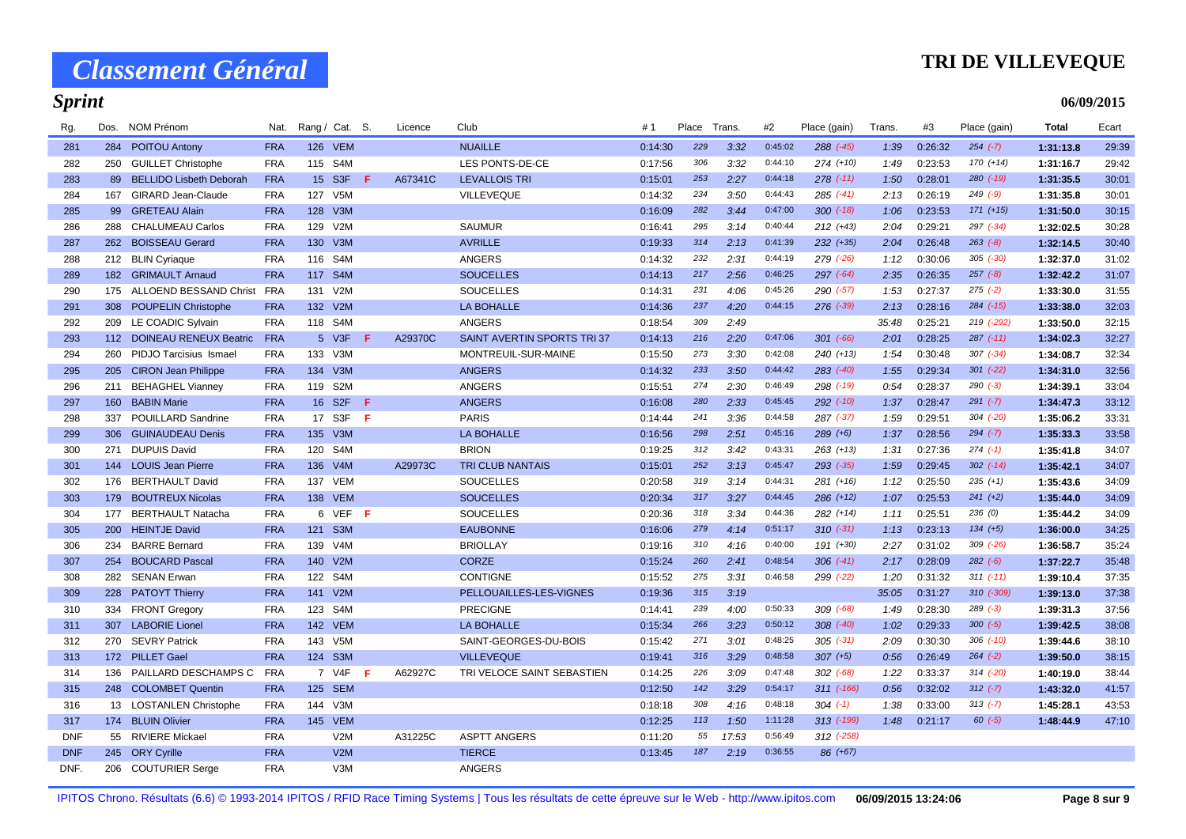# Classement Général

# TRI DE VILLEVEQUE

## Sprint

06/09/2015

| Rg. | Dos. | NOM Prénom | Nat. | Rang / Cat. | S. | Licence | Club | #1 | Place | Trans. | #2 | Place (gain) | Trans. | #3 | Place (gain) | Total | Ecart |
|---|---|---|---|---|---|---|---|---|---|---|---|---|---|---|---|---|---|
| 281 | 284 | POITOU Antony | FRA | 126 VEM | | | NUAILLE | 0:14:30 | 229 | 3:32 | 0:45:02 | 288 (-45) | 1:39 | 0:26:32 | 254 (-7) | 1:31:13.8 | 29:39 |
| 282 | 250 | GUILLET Christophe | FRA | 115 S4M | | | LES PONTS-DE-CE | 0:17:56 | 306 | 3:32 | 0:44:10 | 274 (+10) | 1:49 | 0:23:53 | 170 (+14) | 1:31:16.7 | 29:42 |
| 283 | 89 | BELLIDO Lisbeth Deborah | FRA | 15 S3F | F | A67341C | LEVALLOIS TRI | 0:15:01 | 253 | 2:27 | 0:44:18 | 278 (-11) | 1:50 | 0:28:01 | 280 (-19) | 1:31:35.5 | 30:01 |
| 284 | 167 | GIRARD Jean-Claude | FRA | 127 V5M | | | VILLEVEQUE | 0:14:32 | 234 | 3:50 | 0:44:43 | 285 (-41) | 2:13 | 0:26:19 | 249 (-9) | 1:31:35.8 | 30:01 |
| 285 | 99 | GRETEAU Alain | FRA | 128 V3M | | | | 0:16:09 | 282 | 3:44 | 0:47:00 | 300 (-18) | 1:06 | 0:23:53 | 171 (+15) | 1:31:50.0 | 30:15 |
| 286 | 288 | CHALUMEAU Carlos | FRA | 129 V2M | | | SAUMUR | 0:16:41 | 295 | 3:14 | 0:40:44 | 212 (+43) | 2:04 | 0:29:21 | 297 (-34) | 1:32:02.5 | 30:28 |
| 287 | 262 | BOISSEAU Gerard | FRA | 130 V3M | | | AVRILLE | 0:19:33 | 314 | 2:13 | 0:41:39 | 232 (+35) | 2:04 | 0:26:48 | 263 (-8) | 1:32:14.5 | 30:40 |
| 288 | 212 | BLIN Cyriaque | FRA | 116 S4M | | | ANGERS | 0:14:32 | 232 | 2:31 | 0:44:19 | 279 (-26) | 1:12 | 0:30:06 | 305 (-30) | 1:32:37.0 | 31:02 |
| 289 | 182 | GRIMAULT Arnaud | FRA | 117 S4M | | | SOUCELLES | 0:14:13 | 217 | 2:56 | 0:46:25 | 297 (-64) | 2:35 | 0:26:35 | 257 (-8) | 1:32:42.2 | 31:07 |
| 290 | 175 | ALLOEND BESSAND Christ | FRA | 131 V2M | | | SOUCELLES | 0:14:31 | 231 | 4:06 | 0:45:26 | 290 (-57) | 1:53 | 0:27:37 | 275 (-2) | 1:33:30.0 | 31:55 |
| 291 | 308 | POUPELIN Christophe | FRA | 132 V2M | | | LA BOHALLE | 0:14:36 | 237 | 4:20 | 0:44:15 | 276 (-39) | 2:13 | 0:28:16 | 284 (-15) | 1:33:38.0 | 32:03 |
| 292 | 209 | LE COADIC Sylvain | FRA | 118 S4M | | | ANGERS | 0:18:54 | 309 | 2:49 | | | 35:48 | 0:25:21 | 219 (-292) | 1:33:50.0 | 32:15 |
| 293 | 112 | DOINEAU RENEUX Beatric | FRA | 5 V3F | F | A29370C | SAINT AVERTIN SPORTS TRI 37 | 0:14:13 | 216 | 2:20 | 0:47:06 | 301 (-66) | 2:01 | 0:28:25 | 287 (-11) | 1:34:02.3 | 32:27 |
| 294 | 260 | PIDJO Tarcisius Ismael | FRA | 133 V3M | | | MONTREUIL-SUR-MAINE | 0:15:50 | 273 | 3:30 | 0:42:08 | 240 (+13) | 1:54 | 0:30:48 | 307 (-34) | 1:34:08.7 | 32:34 |
| 295 | 205 | CIRON Jean Philippe | FRA | 134 V3M | | | ANGERS | 0:14:32 | 233 | 3:50 | 0:44:42 | 283 (-40) | 1:55 | 0:29:34 | 301 (-22) | 1:34:31.0 | 32:56 |
| 296 | 211 | BEHAGHEL Vianney | FRA | 119 S2M | | | ANGERS | 0:15:51 | 274 | 2:30 | 0:46:49 | 298 (-19) | 0:54 | 0:28:37 | 290 (-3) | 1:34:39.1 | 33:04 |
| 297 | 160 | BABIN Marie | FRA | 16 S2F | F | | ANGERS | 0:16:08 | 280 | 2:33 | 0:45:45 | 292 (-10) | 1:37 | 0:28:47 | 291 (-7) | 1:34:47.3 | 33:12 |
| 298 | 337 | POUILLARD Sandrine | FRA | 17 S3F | F | | PARIS | 0:14:44 | 241 | 3:36 | 0:44:58 | 287 (-37) | 1:59 | 0:29:51 | 304 (-20) | 1:35:06.2 | 33:31 |
| 299 | 306 | GUINAUDEAU Denis | FRA | 135 V3M | | | LA BOHALLE | 0:16:56 | 298 | 2:51 | 0:45:16 | 289 (+6) | 1:37 | 0:28:56 | 294 (-7) | 1:35:33.3 | 33:58 |
| 300 | 271 | DUPUIS David | FRA | 120 S4M | | | BRION | 0:19:25 | 312 | 3:42 | 0:43:31 | 263 (+13) | 1:31 | 0:27:36 | 274 (-1) | 1:35:41.8 | 34:07 |
| 301 | 144 | LOUIS Jean Pierre | FRA | 136 V4M | | A29973C | TRI CLUB NANTAIS | 0:15:01 | 252 | 3:13 | 0:45:47 | 293 (-35) | 1:59 | 0:29:45 | 302 (-14) | 1:35:42.1 | 34:07 |
| 302 | 176 | BERTHAULT David | FRA | 137 VEM | | | SOUCELLES | 0:20:58 | 319 | 3:14 | 0:44:31 | 281 (+16) | 1:12 | 0:25:50 | 235 (+1) | 1:35:43.6 | 34:09 |
| 303 | 179 | BOUTREUX Nicolas | FRA | 138 VEM | | | SOUCELLES | 0:20:34 | 317 | 3:27 | 0:44:45 | 286 (+12) | 1:07 | 0:25:53 | 241 (+2) | 1:35:44.0 | 34:09 |
| 304 | 177 | BERTHAULT Natacha | FRA | 6 VEF | F | | SOUCELLES | 0:20:36 | 318 | 3:34 | 0:44:36 | 282 (+14) | 1:11 | 0:25:51 | 236 (0) | 1:35:44.2 | 34:09 |
| 305 | 200 | HEINTJE David | FRA | 121 S3M | | | EAUBONNE | 0:16:06 | 279 | 4:14 | 0:51:17 | 310 (-31) | 1:13 | 0:23:13 | 134 (+5) | 1:36:00.0 | 34:25 |
| 306 | 234 | BARRE Bernard | FRA | 139 V4M | | | BRIOLLAY | 0:19:16 | 310 | 4:16 | 0:40:00 | 191 (+30) | 2:27 | 0:31:02 | 309 (-26) | 1:36:58.7 | 35:24 |
| 307 | 254 | BOUCARD Pascal | FRA | 140 V2M | | | CORZE | 0:15:24 | 260 | 2:41 | 0:48:54 | 306 (-41) | 2:17 | 0:28:09 | 282 (-6) | 1:37:22.7 | 35:48 |
| 308 | 282 | SENAN Erwan | FRA | 122 S4M | | | CONTIGNE | 0:15:52 | 275 | 3:31 | 0:46:58 | 299 (-22) | 1:20 | 0:31:32 | 311 (-11) | 1:39:10.4 | 37:35 |
| 309 | 228 | PATOYT Thierry | FRA | 141 V2M | | | PELLOUAILLES-LES-VIGNES | 0:19:36 | 315 | 3:19 | | | 35:05 | 0:31:27 | 310 (-309) | 1:39:13.0 | 37:38 |
| 310 | 334 | FRONT Gregory | FRA | 123 S4M | | | PRECIGNE | 0:14:41 | 239 | 4:00 | 0:50:33 | 309 (-68) | 1:49 | 0:28:30 | 289 (-3) | 1:39:31.3 | 37:56 |
| 311 | 307 | LABORIE Lionel | FRA | 142 VEM | | | LA BOHALLE | 0:15:34 | 266 | 3:23 | 0:50:12 | 308 (-40) | 1:02 | 0:29:33 | 300 (-5) | 1:39:42.5 | 38:08 |
| 312 | 270 | SEVRY Patrick | FRA | 143 V5M | | | SAINT-GEORGES-DU-BOIS | 0:15:42 | 271 | 3:01 | 0:48:25 | 305 (-31) | 2:09 | 0:30:30 | 306 (-10) | 1:39:44.6 | 38:10 |
| 313 | 172 | PILLET Gael | FRA | 124 S3M | | | VILLEVEQUE | 0:19:41 | 316 | 3:29 | 0:48:58 | 307 (+5) | 0:56 | 0:26:49 | 264 (-2) | 1:39:50.0 | 38:15 |
| 314 | 136 | PAILLARD DESCHAMPS C | FRA | 7 V4F | F | A62927C | TRI VELOCE SAINT SEBASTIEN | 0:14:25 | 226 | 3:09 | 0:47:48 | 302 (-68) | 1:22 | 0:33:37 | 314 (-20) | 1:40:19.0 | 38:44 |
| 315 | 248 | COLOMBET Quentin | FRA | 125 SEM | | | | 0:12:50 | 142 | 3:29 | 0:54:17 | 311 (-166) | 0:56 | 0:32:02 | 312 (-7) | 1:43:32.0 | 41:57 |
| 316 | 13 | LOSTANLEN Christophe | FRA | 144 V3M | | | | 0:18:18 | 308 | 4:16 | 0:48:18 | 304 (-1) | 1:38 | 0:33:00 | 313 (-7) | 1:45:28.1 | 43:53 |
| 317 | 174 | BLUIN Olivier | FRA | 145 VEM | | | | 0:12:25 | 113 | 1:50 | 1:11:28 | 313 (-199) | 1:48 | 0:21:17 | 60 (-5) | 1:48:44.9 | 47:10 |
| DNF | 55 | RIVIERE Mickael | FRA | V2M | | A31225C | ASPTT ANGERS | 0:11:20 | 55 | 17:53 | 0:56:49 | 312 (-258) | | | | | |
| DNF | 245 | ORY Cyrille | FRA | V2M | | | TIERCE | 0:13:45 | 187 | 2:19 | 0:36:55 | 86 (+67) | | | | | |
| DNF. | 206 | COUTURIER Serge | FRA | V3M | | | ANGERS | | | | | | | | | | |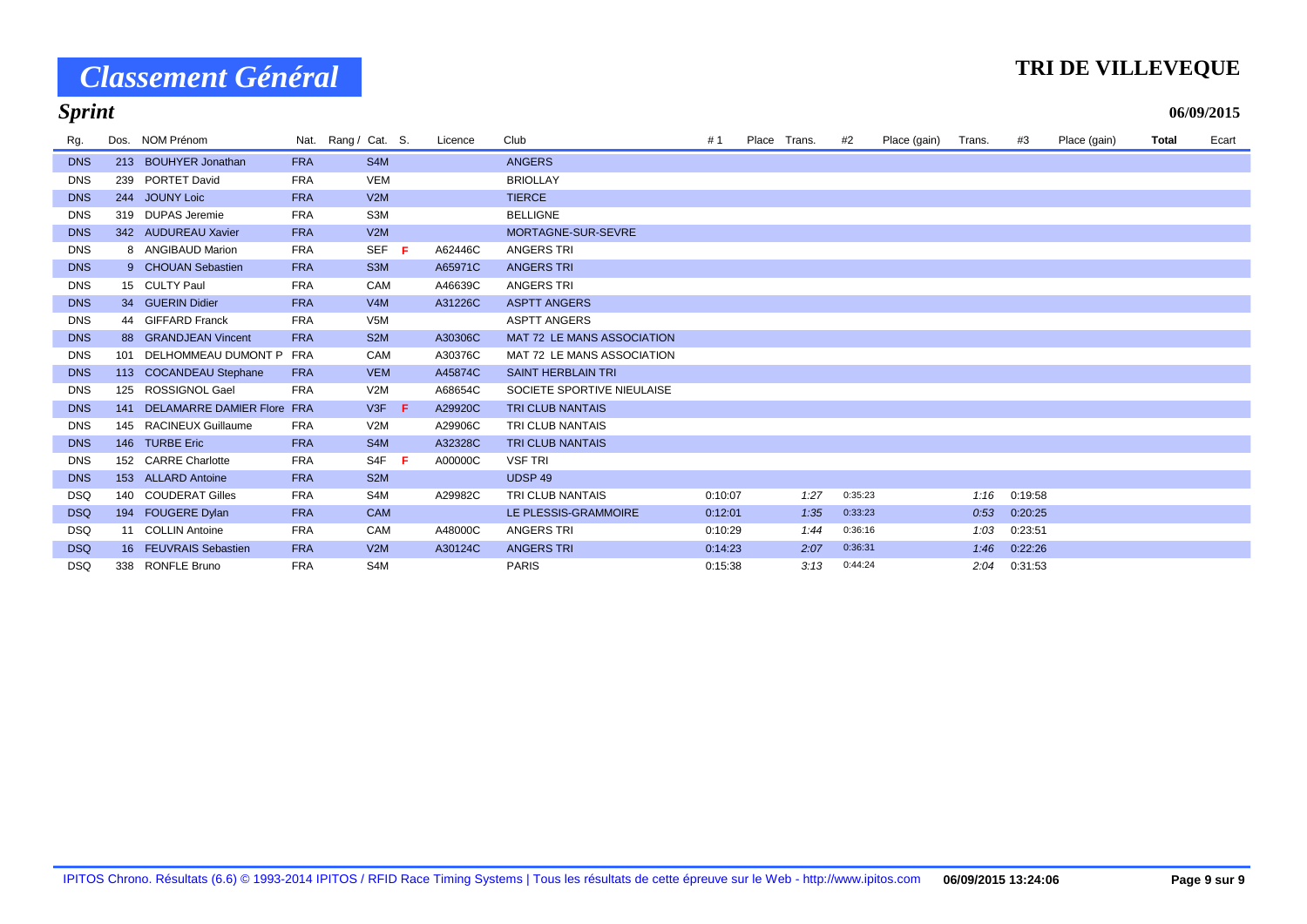# Classement Général

# TRI DE VILLEVEQUE

## Sprint

06/09/2015

| Rg. | Dos. | NOM Prénom | Nat. | Rang / Cat. | S. | Licence | Club | # 1 | Place | Trans. | #2 | Place (gain) | Trans. | #3 | Place (gain) | Total | Ecart |
|---|---|---|---|---|---|---|---|---|---|---|---|---|---|---|---|---|---|
| DNS | 213 | BOUHYER Jonathan | FRA | S4M | | | ANGERS | | | | | | | | | | |
| DNS | 239 | PORTET David | FRA | VEM | | | BRIOLLAY | | | | | | | | | | |
| DNS | 244 | JOUNY Loic | FRA | V2M | | | TIERCE | | | | | | | | | | |
| DNS | 319 | DUPAS Jeremie | FRA | S3M | | | BELLIGNE | | | | | | | | | | |
| DNS | 342 | AUDUREAU Xavier | FRA | V2M | | | MORTAGNE-SUR-SEVRE | | | | | | | | | | |
| DNS | 8 | ANGIBAUD Marion | FRA | SEF | F | A62446C | ANGERS TRI | | | | | | | | | | |
| DNS | 9 | CHOUAN Sebastien | FRA | S3M | | A65971C | ANGERS TRI | | | | | | | | | | |
| DNS | 15 | CULTY Paul | FRA | CAM | | A46639C | ANGERS TRI | | | | | | | | | | |
| DNS | 34 | GUERIN Didier | FRA | V4M | | A31226C | ASPTT ANGERS | | | | | | | | | | |
| DNS | 44 | GIFFARD Franck | FRA | V5M | | | ASPTT ANGERS | | | | | | | | | | |
| DNS | 88 | GRANDJEAN Vincent | FRA | S2M | | A30306C | MAT 72 LE MANS ASSOCIATION | | | | | | | | | | |
| DNS | 101 | DELHOMMEAU DUMONT P | FRA | CAM | | A30376C | MAT 72 LE MANS ASSOCIATION | | | | | | | | | | |
| DNS | 113 | COCANDEAU Stephane | FRA | VEM | | A45874C | SAINT HERBLAIN TRI | | | | | | | | | | |
| DNS | 125 | ROSSIGNOL Gael | FRA | V2M | | A68654C | SOCIETE SPORTIVE NIEULAISE | | | | | | | | | | |
| DNS | 141 | DELAMARRE DAMIER Flore | FRA | V3F | F | A29920C | TRI CLUB NANTAIS | | | | | | | | | | |
| DNS | 145 | RACINEUX Guillaume | FRA | V2M | | A29906C | TRI CLUB NANTAIS | | | | | | | | | | |
| DNS | 146 | TURBE Eric | FRA | S4M | | A32328C | TRI CLUB NANTAIS | | | | | | | | | | |
| DNS | 152 | CARRE Charlotte | FRA | S4F | F | A00000C | VSF TRI | | | | | | | | | | |
| DNS | 153 | ALLARD Antoine | FRA | S2M | | | UDSP 49 | | | | | | | | | | |
| DSQ | 140 | COUDERAT Gilles | FRA | S4M | | A29982C | TRI CLUB NANTAIS | 0:10:07 | | 1:27 | 0:35:23 | | 1:16 | 0:19:58 | | | |
| DSQ | 194 | FOUGERE Dylan | FRA | CAM | | | LE PLESSIS-GRAMMOIRE | 0:12:01 | | 1:35 | 0:33:23 | | 0:53 | 0:20:25 | | | |
| DSQ | 11 | COLLIN Antoine | FRA | CAM | | A48000C | ANGERS TRI | 0:10:29 | | 1:44 | 0:36:16 | | 1:03 | 0:23:51 | | | |
| DSQ | 16 | FEUVRAIS Sebastien | FRA | V2M | | A30124C | ANGERS TRI | 0:14:23 | | 2:07 | 0:36:31 | | 1:46 | 0:22:26 | | | |
| DSQ | 338 | RONFLE Bruno | FRA | S4M | | | PARIS | 0:15:38 | | 3:13 | 0:44:24 | | 2:04 | 0:31:53 | | | |

IPITOS Chrono. Résultats (6.6) © 1993-2014 IPITOS / RFID Race Timing Systems | Tous les résultats de cette épreuve sur le Web - http://www.ipitos.com 06/09/2015 13:24:06